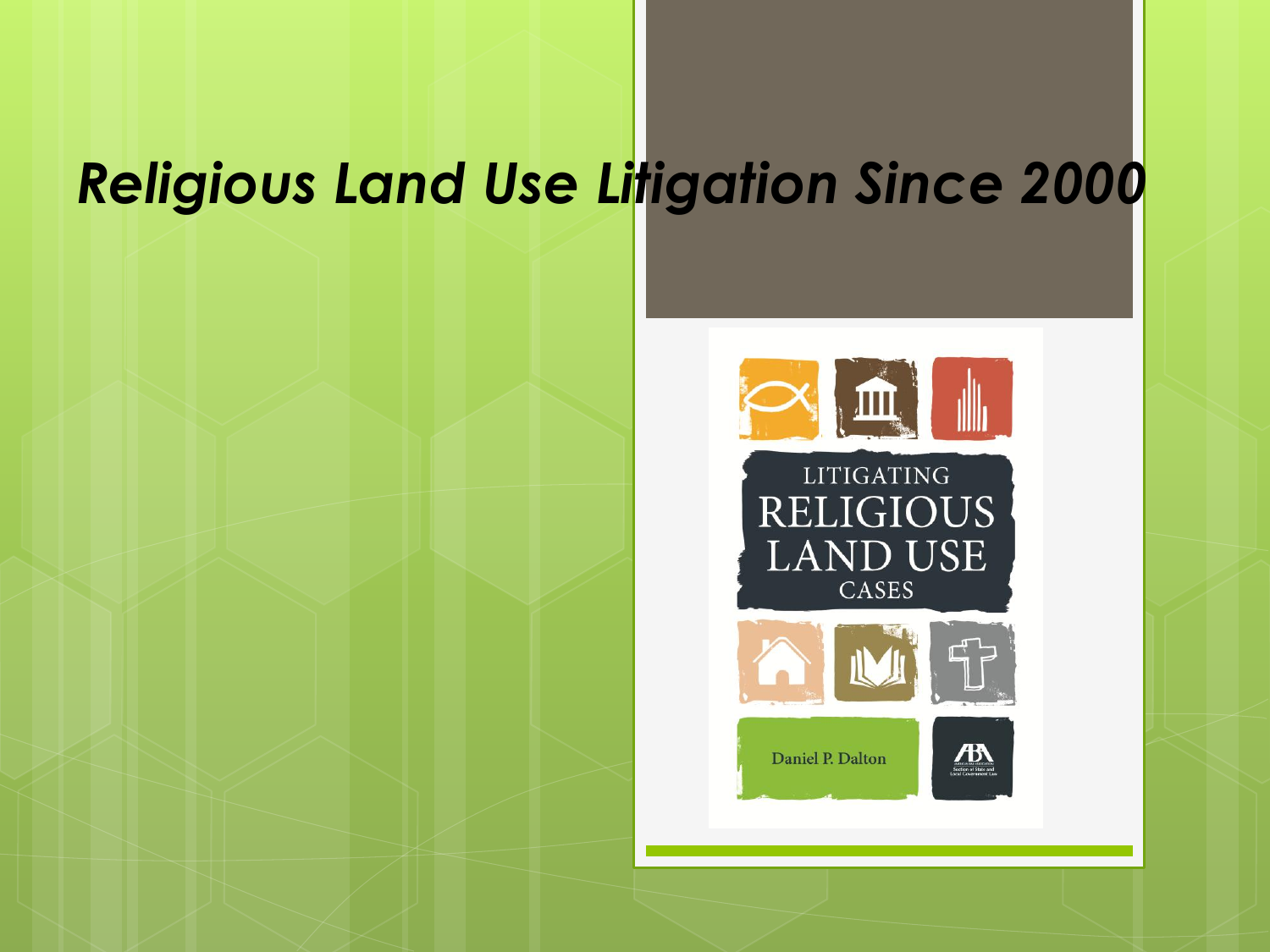# *Religious Land Use Litigation Since 2000*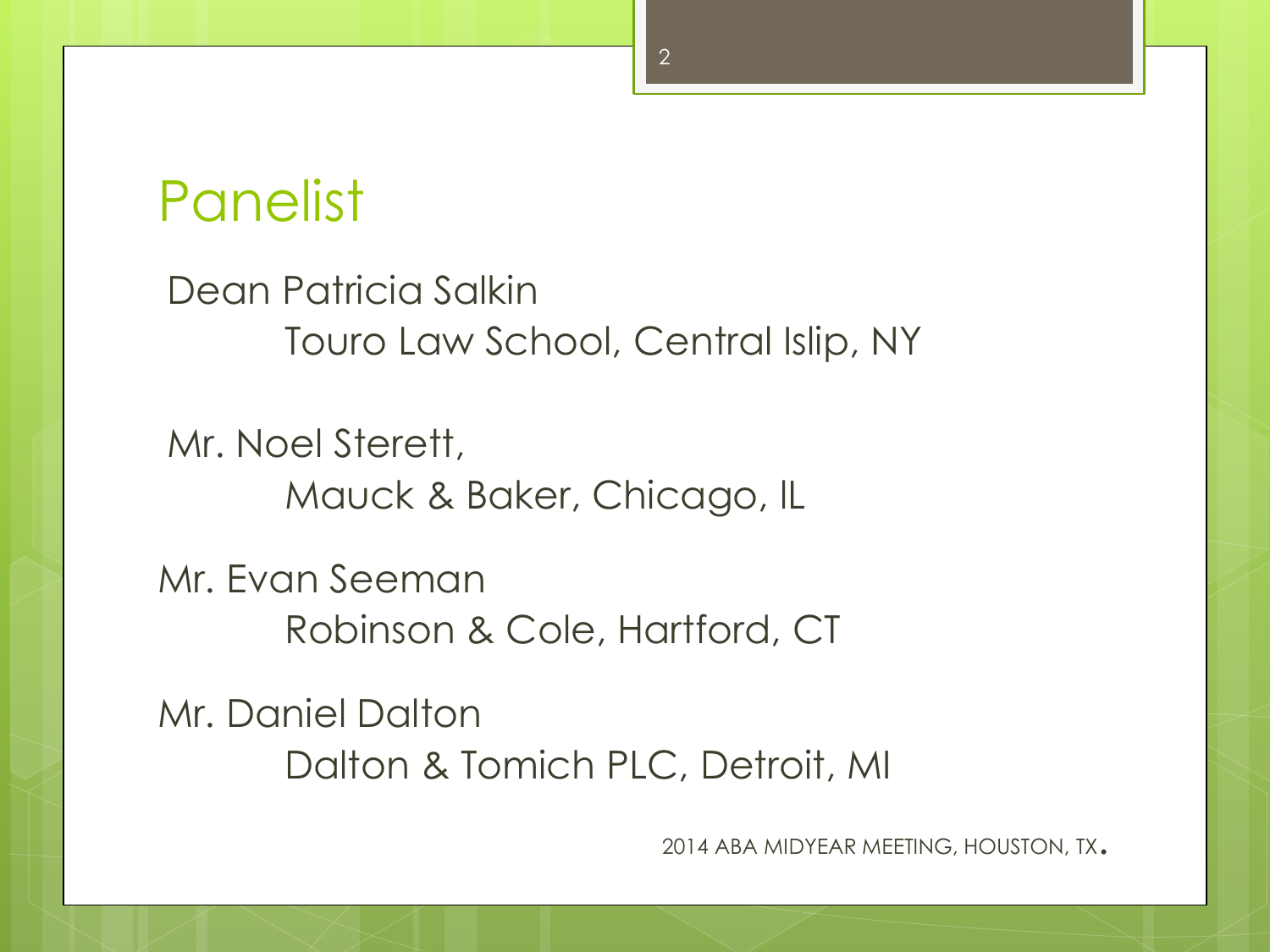# Panelist

Dean Patricia Salkin

Touro Law School, Central Islip, NY

Mr. Noel Sterett,

Mauck & Baker, Chicago, IL

Mr. Evan Seeman

Robinson & Cole, Hartford, CT

Mr. Daniel Dalton

Dalton & Tomich PLC, Detroit, MI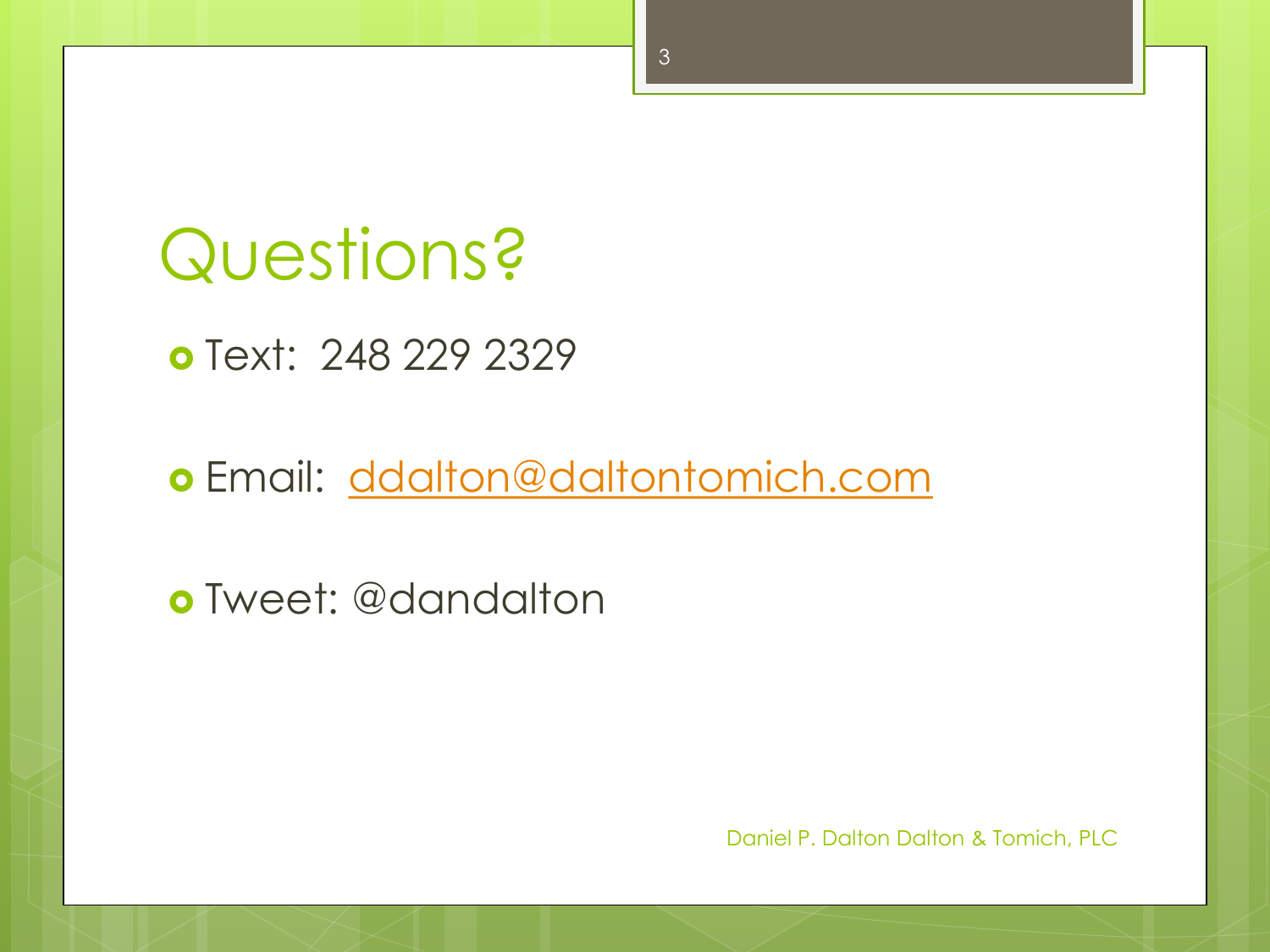# Questions?

- Text: 248 229 2329
- Email: ddalton@daltontomich.com
- Tweet: @dandalton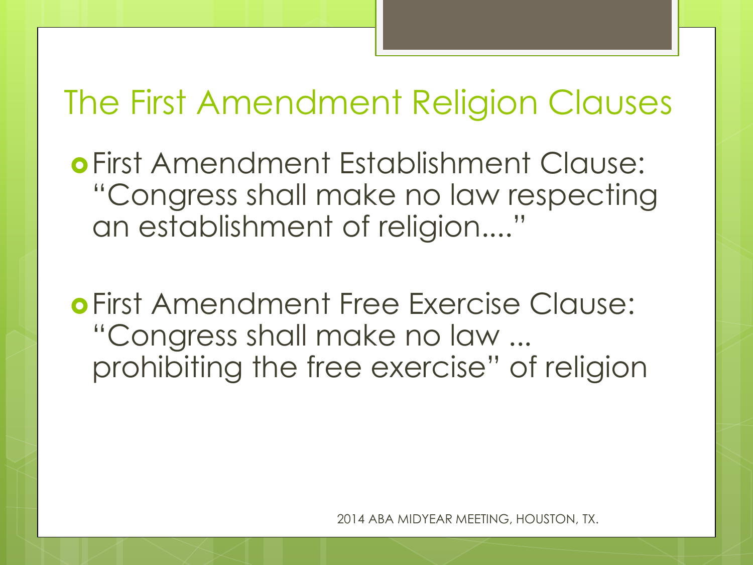# The First Amendment Religion Clauses

- First Amendment Establishment Clause: "Congress shall make no law respecting an establishment of religion...."
- First Amendment Free Exercise Clause: "Congress shall make no law ... prohibiting the free exercise" of religion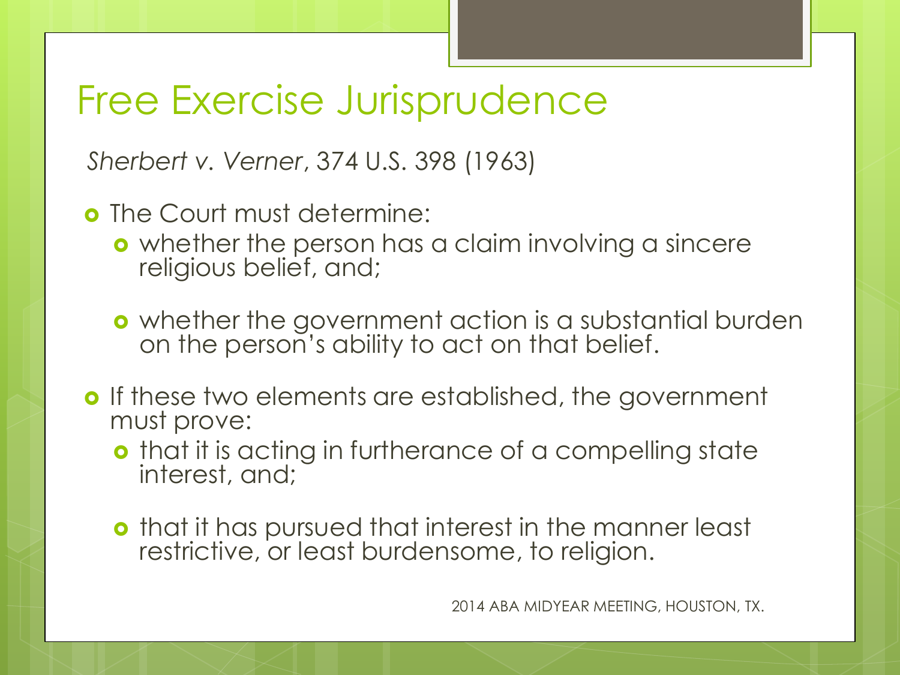# Free Exercise Jurisprudence

*Sherbert v. Verner*, 374 U.S. 398 (1963)

- The Court must determine:
  - whether the person has a claim involving a sincere religious belief, and;
  - whether the government action is a substantial burden on the person's ability to act on that belief.
- If these two elements are established, the government must prove:
  - that it is acting in furtherance of a compelling state interest, and;
  - that it has pursued that interest in the manner least restrictive, or least burdensome, to religion.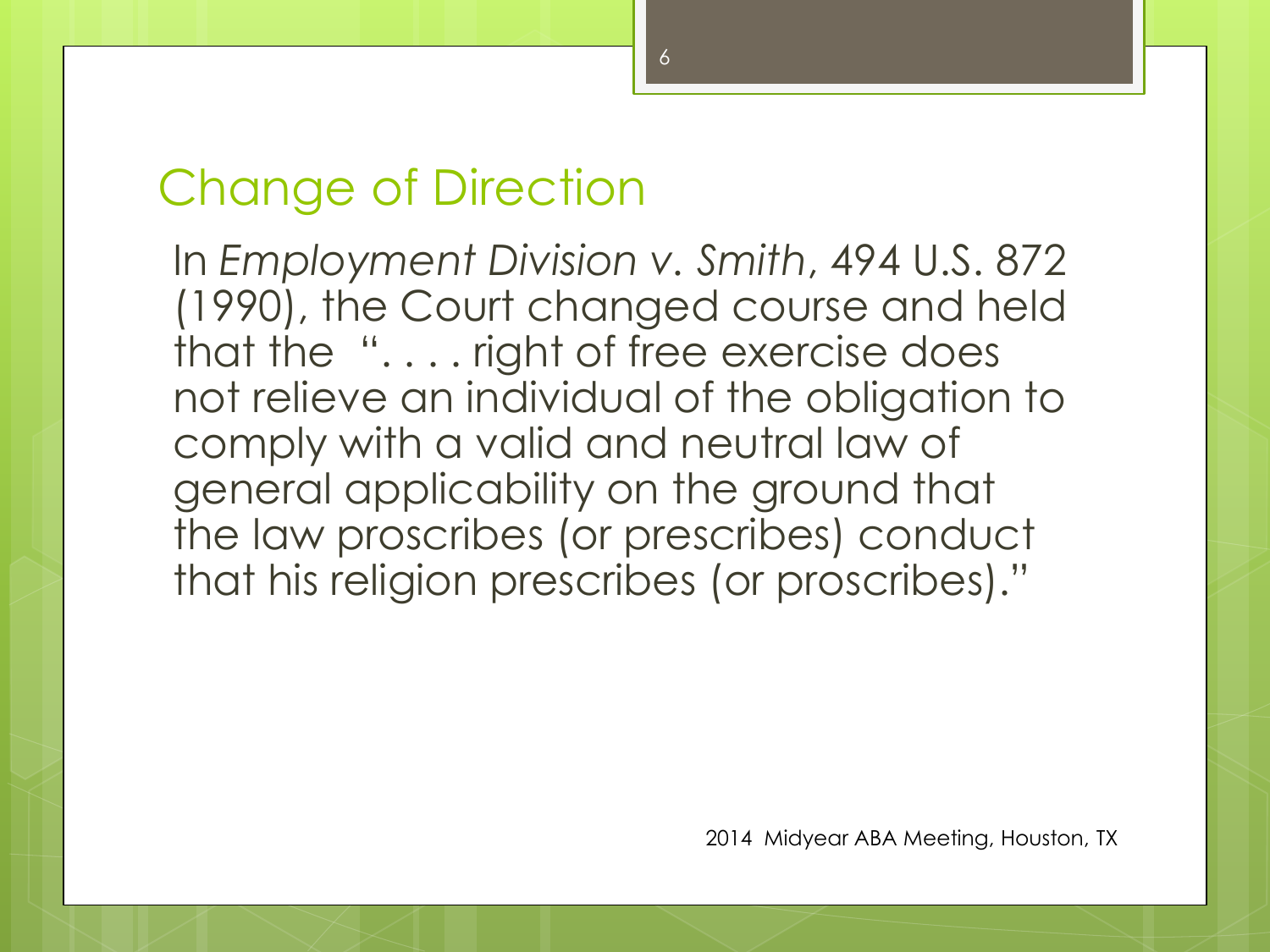## Change of Direction

In *Employment Division v. Smith*, 494 U.S. 872 (1990), the Court changed course and held that the "*. . . .* right of free exercise does not relieve an individual of the obligation to comply with a valid and neutral law of general applicability on the ground that the law proscribes (or prescribes) conduct that his religion prescribes (or proscribes)."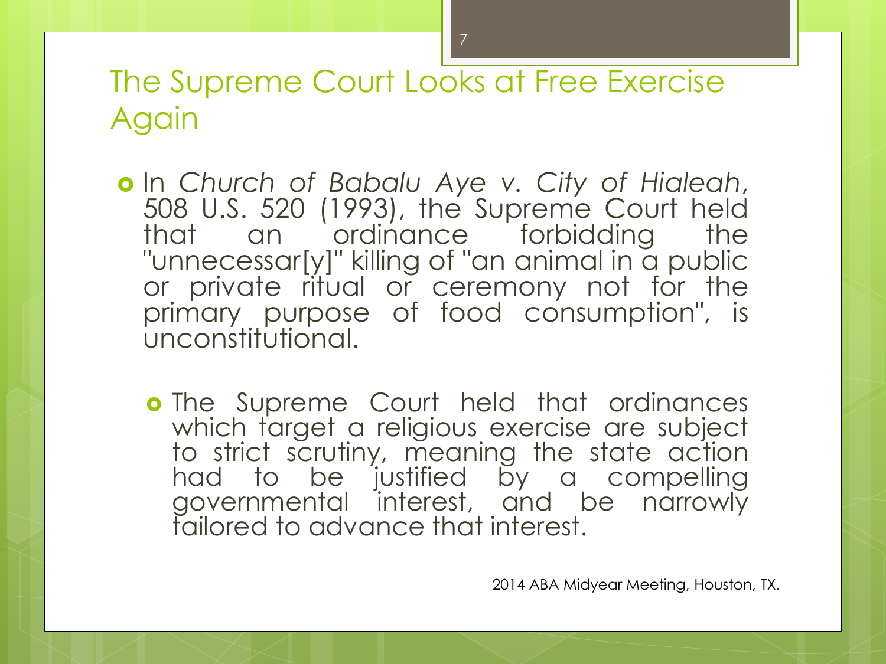# The Supreme Court Looks at Free Exercise Again

- In *Church of Babalu Aye v. City of Hialeah*, 508 U.S. 520 (1993), the Supreme Court held that an ordinance forbidding the "unnecessar[y]" killing of "an animal in a public or private ritual or ceremony not for the primary purpose of food consumption", is unconstitutional.
  - The Supreme Court held that ordinances which target a religious exercise are subject to strict scrutiny, meaning the state action had to be justified by a compelling governmental interest, and be narrowly tailored to advance that interest.

2014 ABA Midyear Meeting, Houston, TX.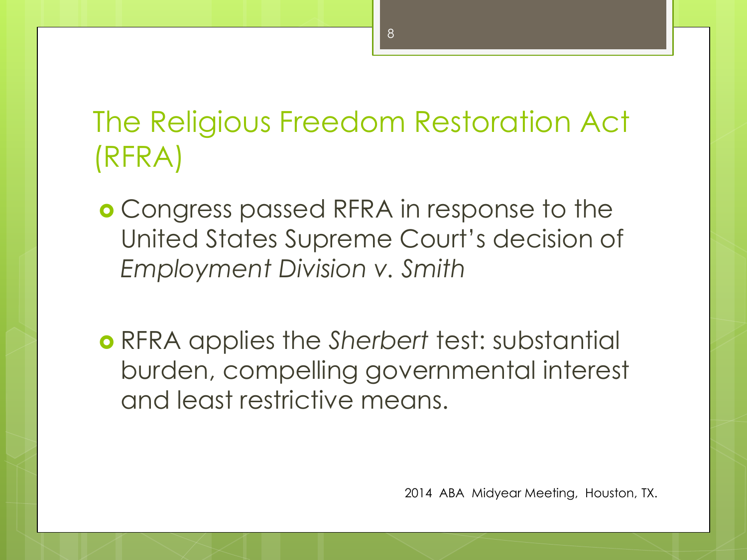# The Religious Freedom Restoration Act (RFRA)

- Congress passed RFRA in response to the United States Supreme Court's decision of *Employment Division v. Smith*

- RFRA applies the *Sherbert* test: substantial burden, compelling governmental interest and least restrictive means.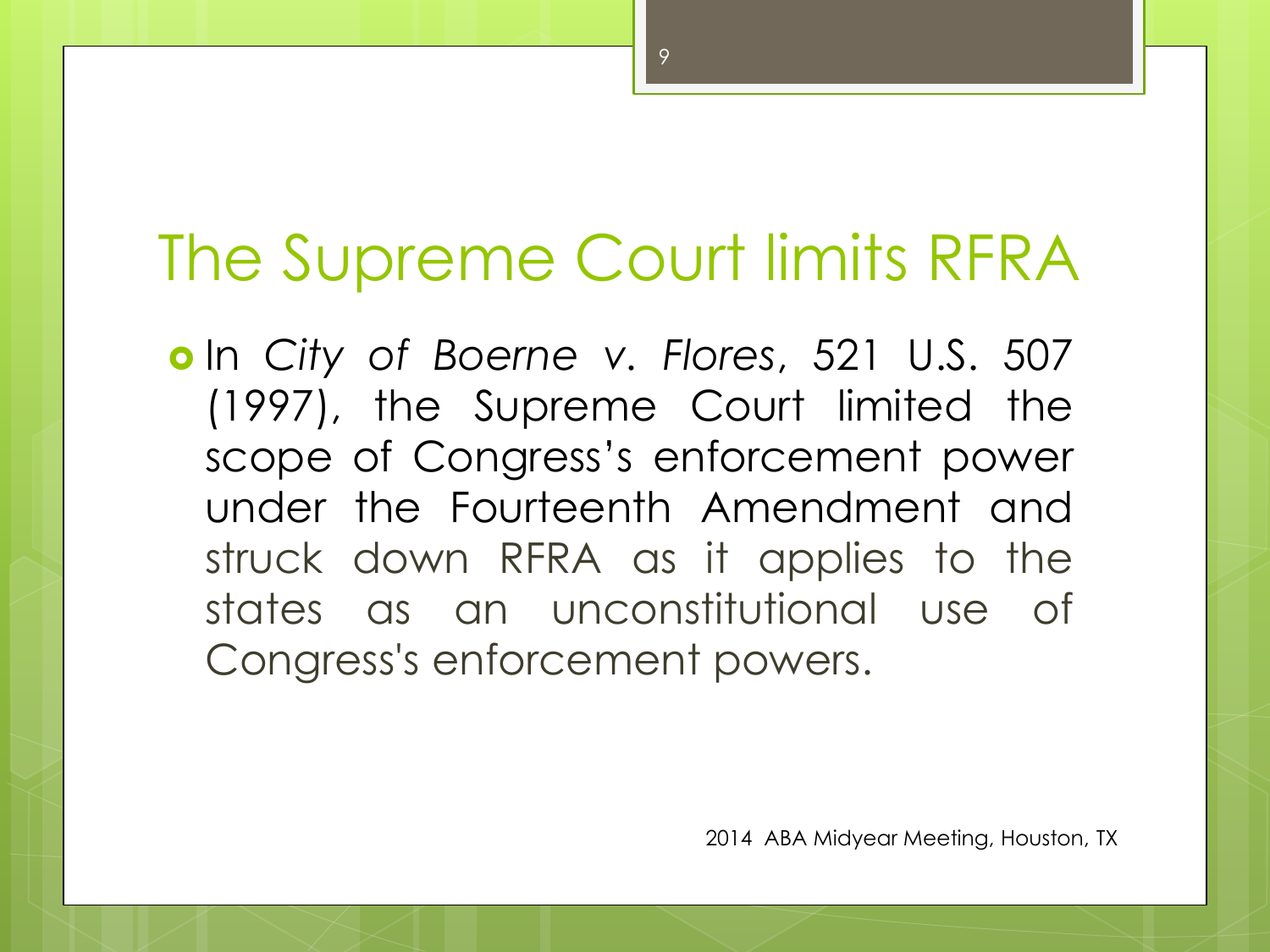# The Supreme Court limits RFRA

- In *City of Boerne v. Flores*, 521 U.S. 507 (1997), the Supreme Court limited the scope of Congress's enforcement power under the Fourteenth Amendment and struck down RFRA as it applies to the states as an unconstitutional use of Congress's enforcement powers.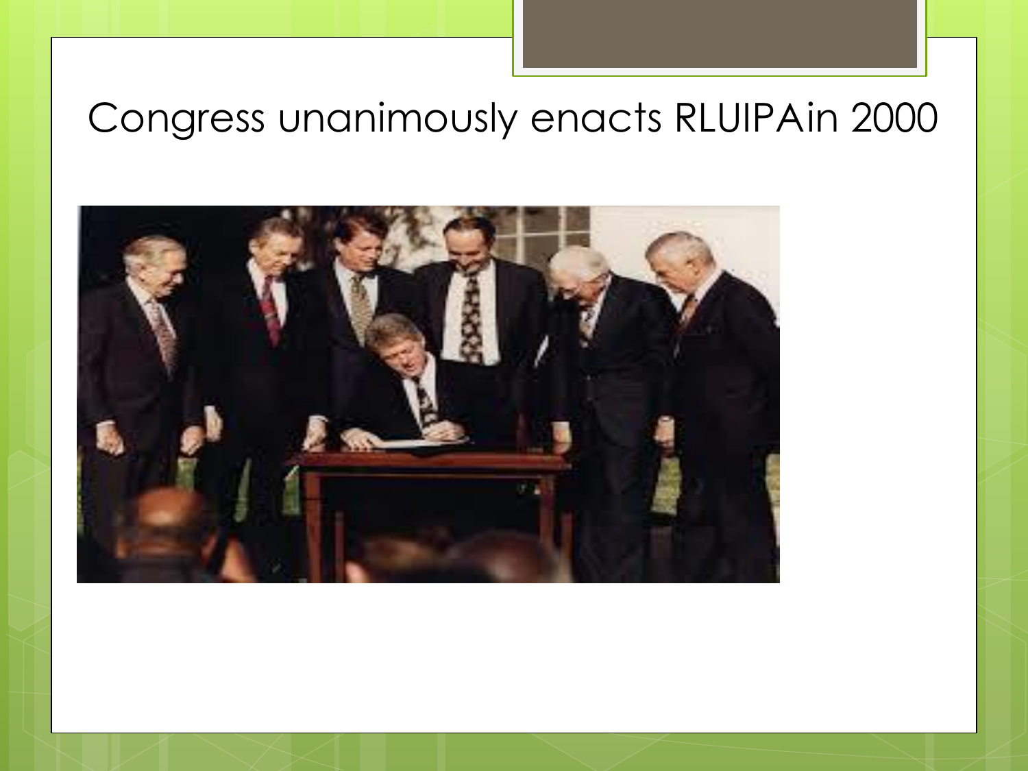# Congress unanimously enacts RLUIPAin 2000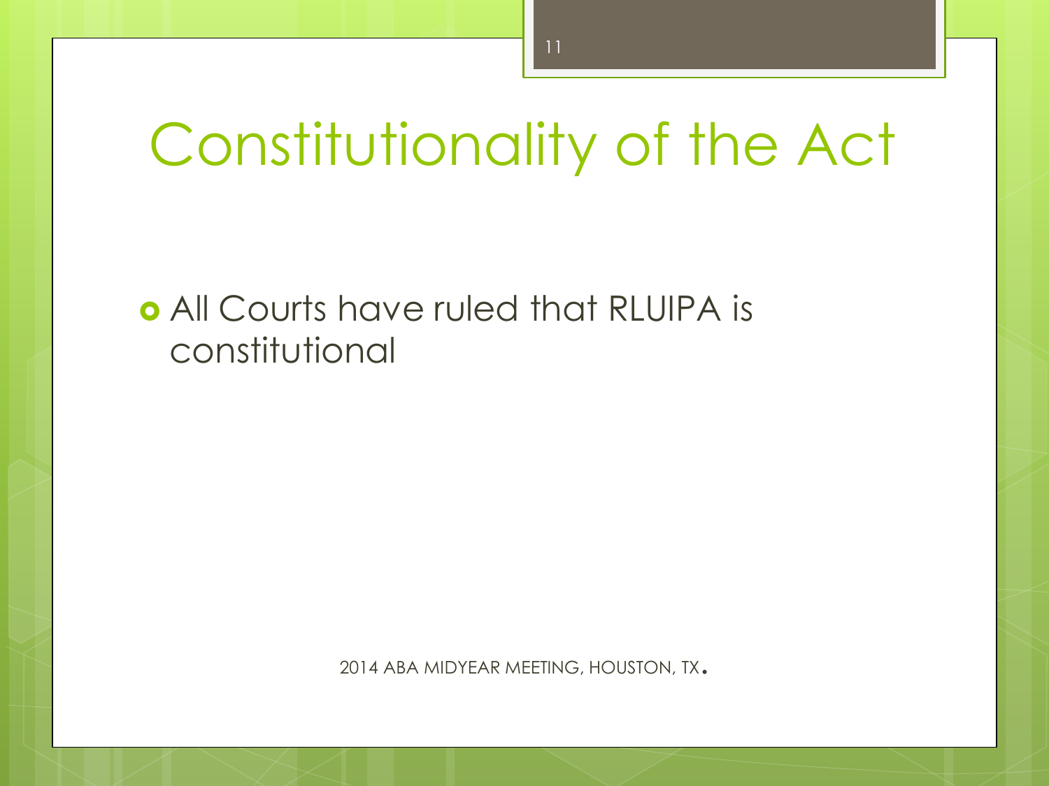# Constitutionality of the Act

- All Courts have ruled that RLUIPA is constitutional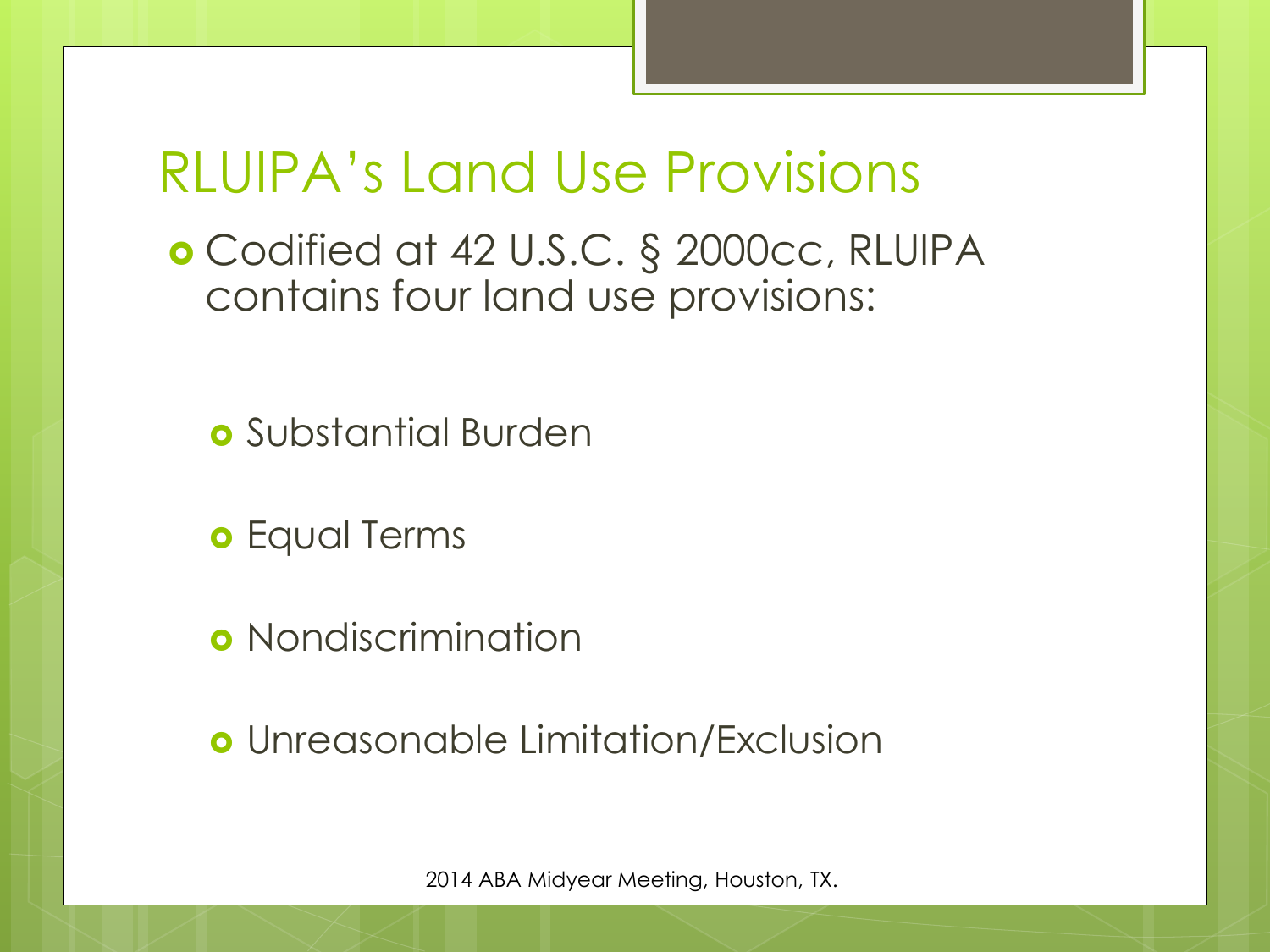# RLUIPA's Land Use Provisions

- Codified at 42 U.S.C. § 2000cc, RLUIPA contains four land use provisions:
  - Substantial Burden
  - Equal Terms
  - Nondiscrimination
  - Unreasonable Limitation/Exclusion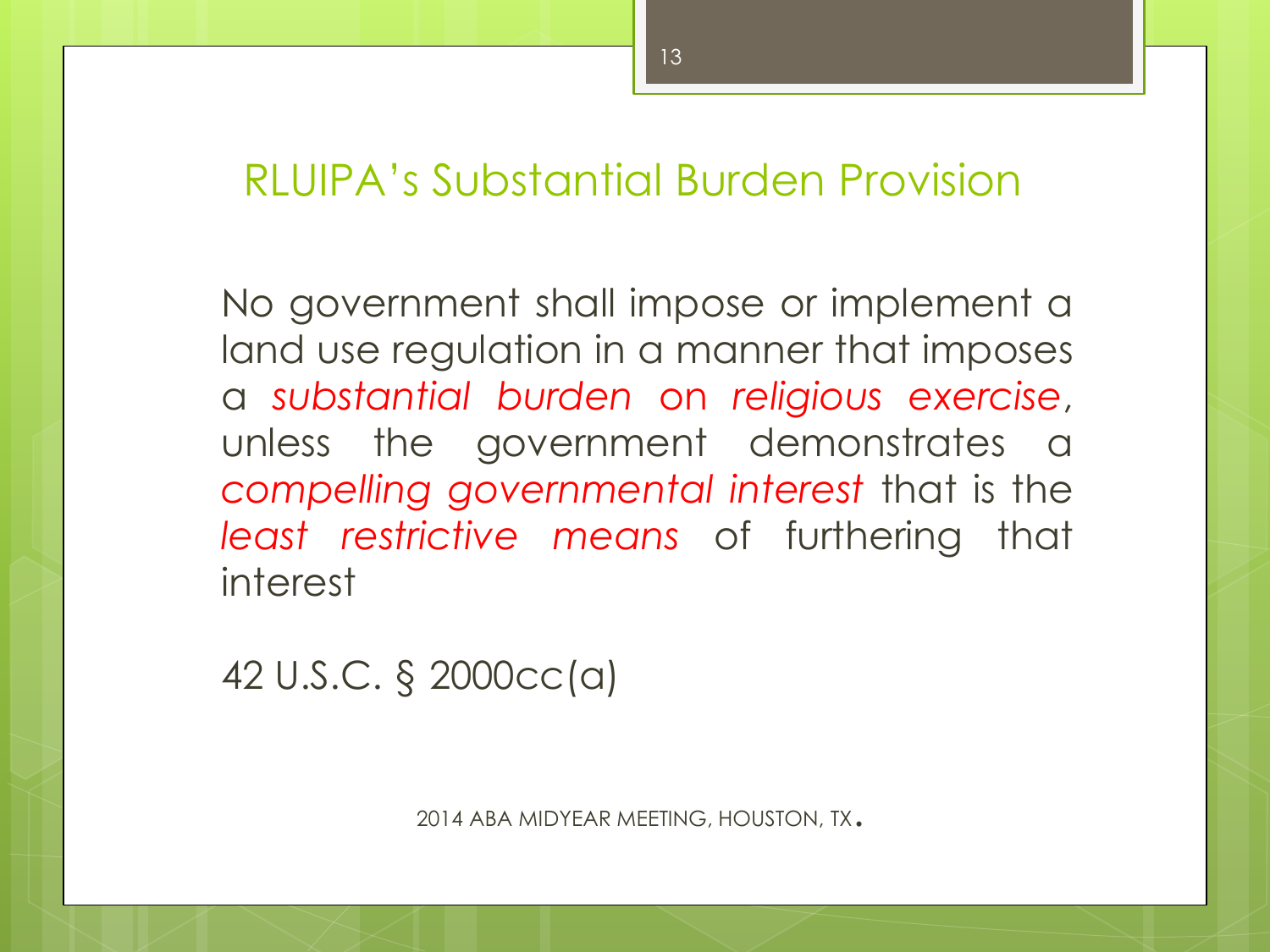# RLUIPA's Substantial Burden Provision

No government shall impose or implement a land use regulation in a manner that imposes a *substantial burden on religious exercise*, unless the government demonstrates a *compelling governmental interest* that is the *least restrictive means* of furthering that interest

42 U.S.C. § 2000cc(a)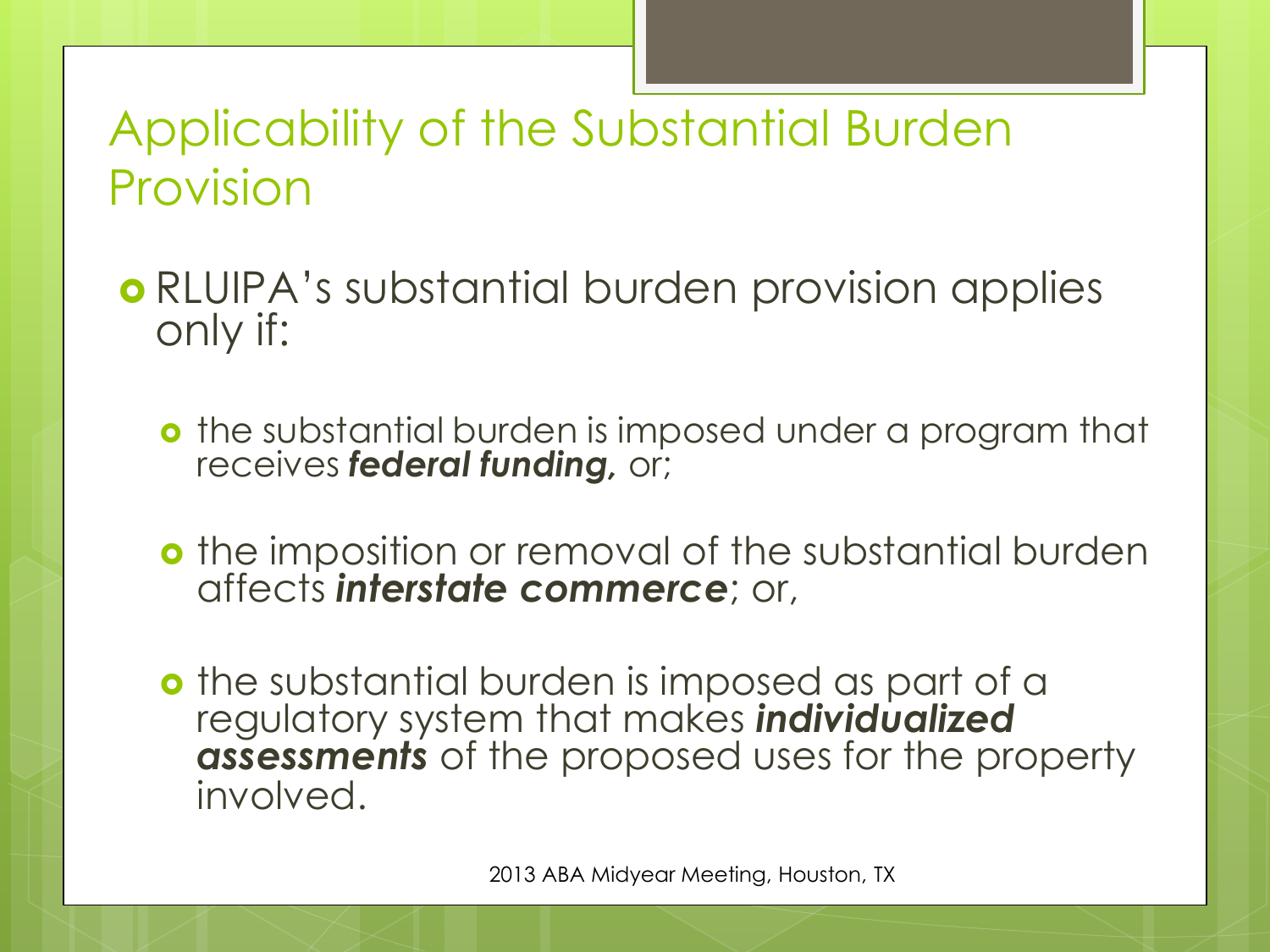# Applicability of the Substantial Burden Provision

- RLUIPA's substantial burden provision applies only if:
  - the substantial burden is imposed under a program that receives ***federal funding,*** or;
  - the imposition or removal of the substantial burden affects ***interstate commerce***; or,
  - the substantial burden is imposed as part of a regulatory system that makes ***individualized assessments*** of the proposed uses for the property involved.

2013 ABA Midyear Meeting, Houston, TX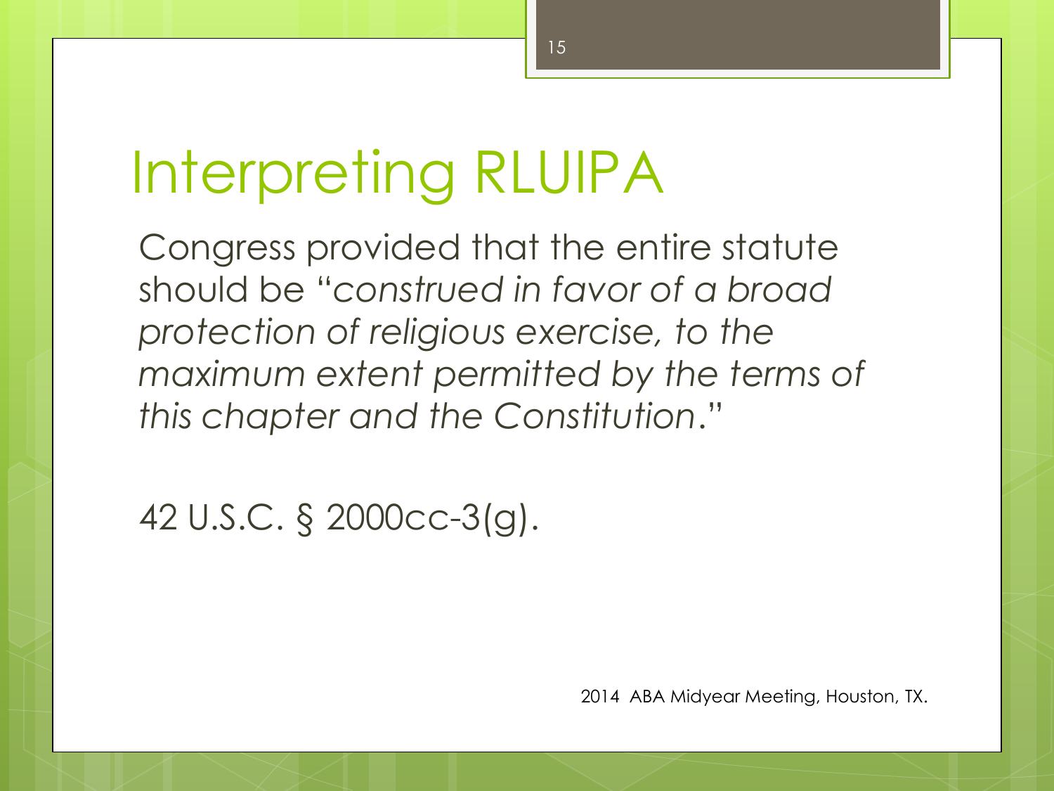# Interpreting RLUIPA

Congress provided that the entire statute should be "*construed in favor of a broad protection of religious exercise, to the maximum extent permitted by the terms of this chapter and the Constitution*."

42 U.S.C. § 2000cc-3(g).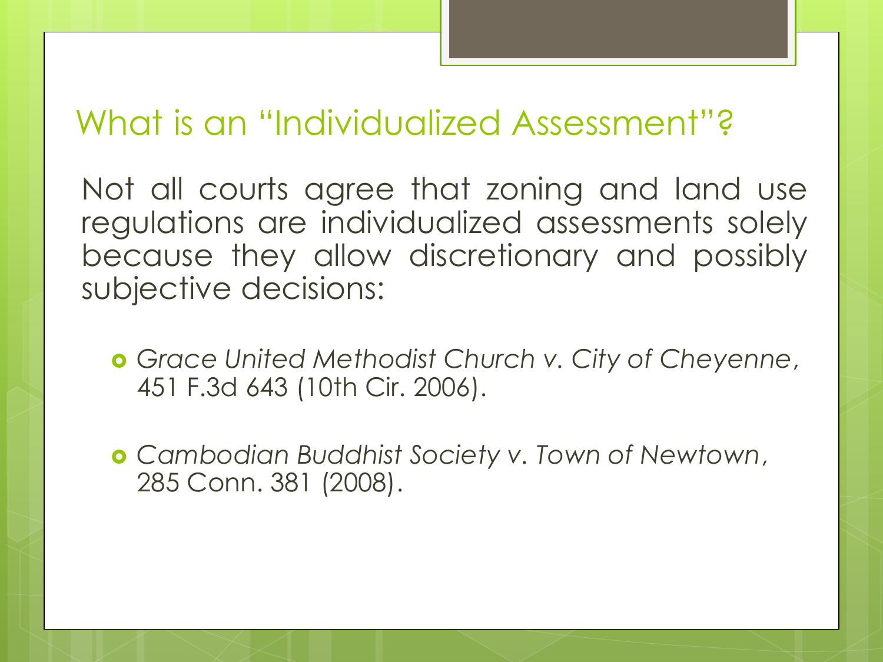## What is an "Individualized Assessment"?

Not all courts agree that zoning and land use regulations are individualized assessments solely because they allow discretionary and possibly subjective decisions:

- *Grace United Methodist Church v. City of Cheyenne*, 451 F.3d 643 (10th Cir. 2006).
- *Cambodian Buddhist Society v. Town of Newtown*, 285 Conn. 381 (2008).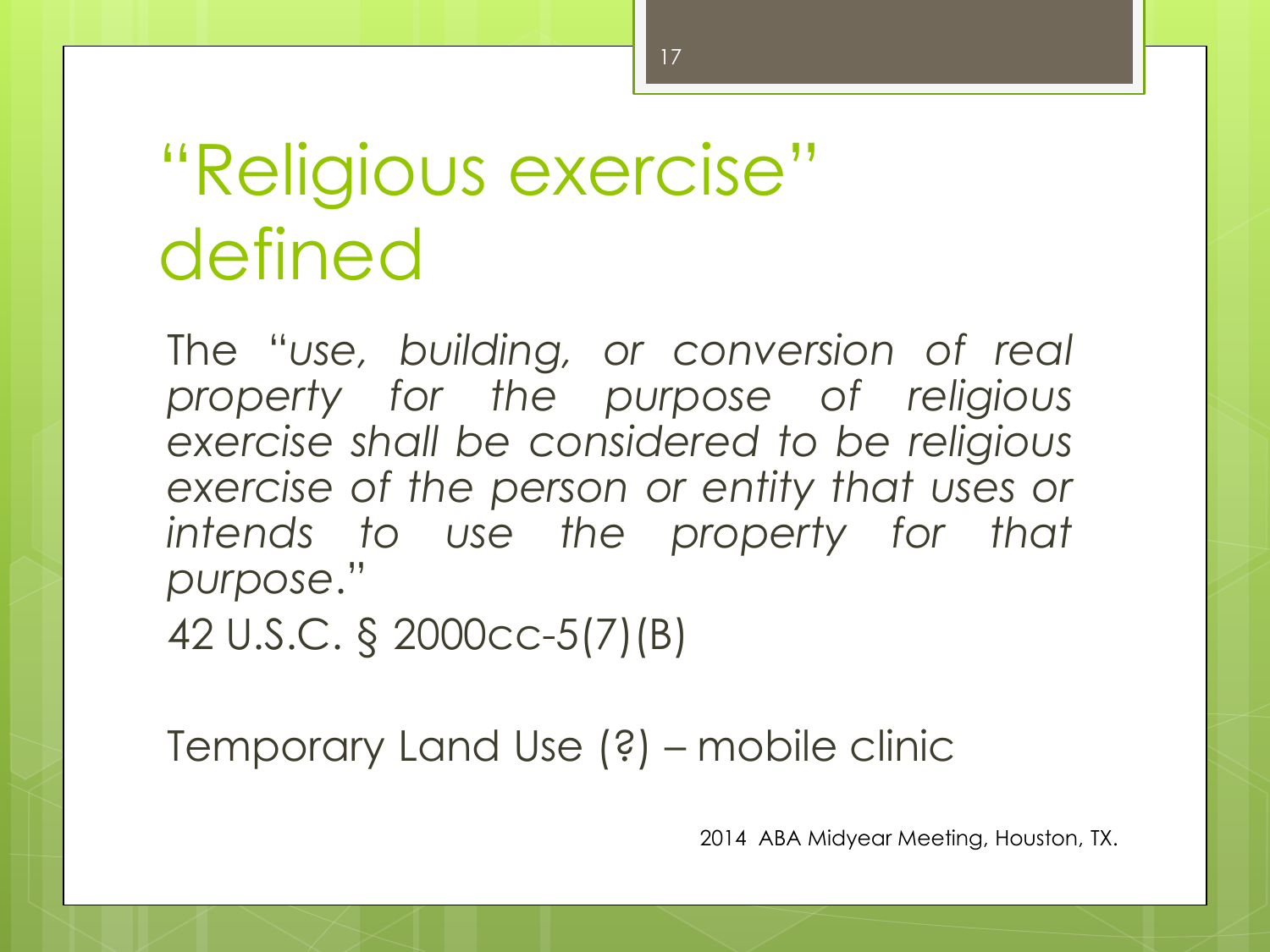# "Religious exercise" defined

The "*use, building, or conversion of real property for the purpose of religious exercise shall be considered to be religious exercise of the person or entity that uses or intends to use the property for that purpose*."

42 U.S.C. § 2000cc-5(7)(B)

Temporary Land Use (?) – mobile clinic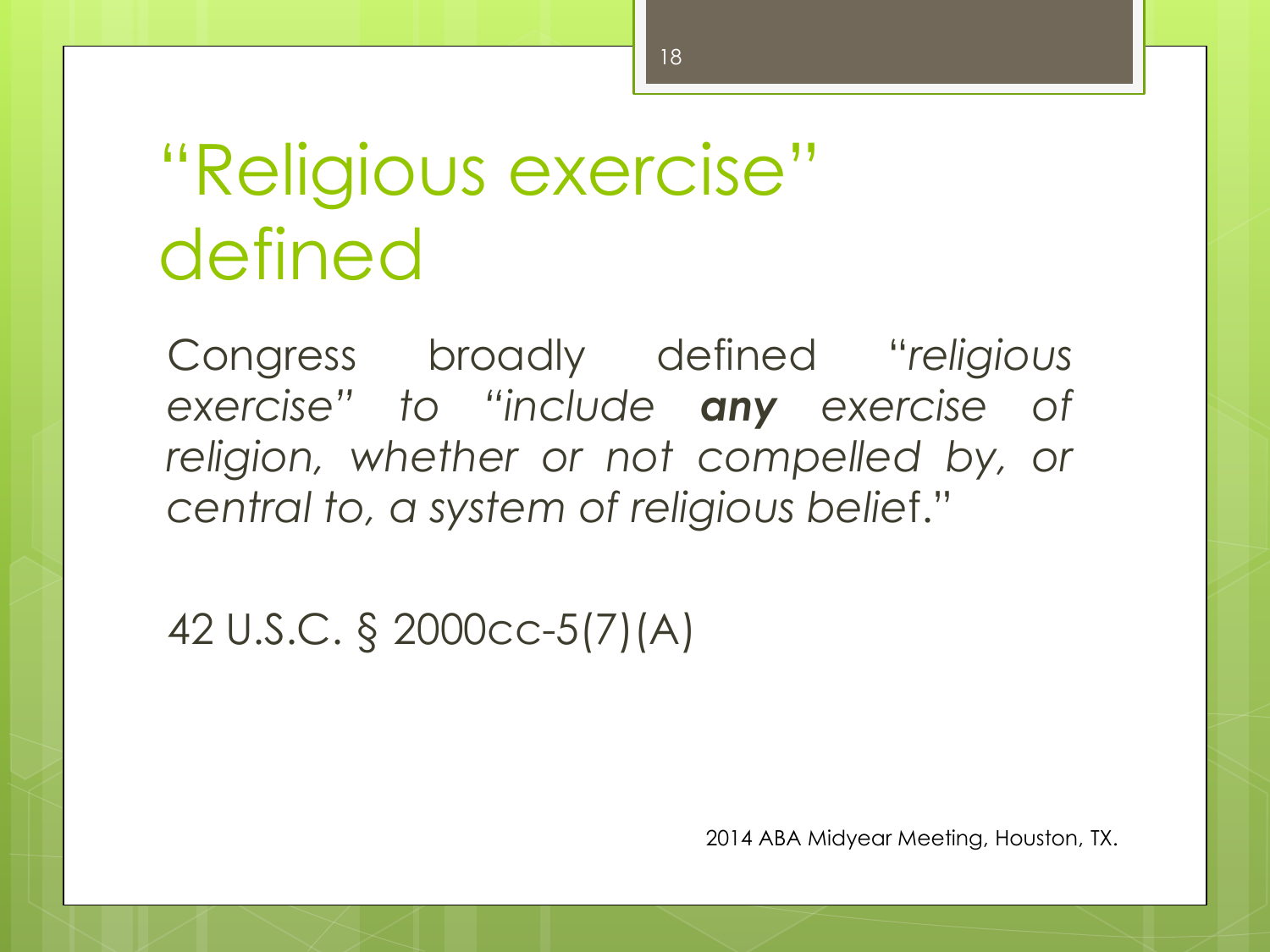# "Religious exercise" defined

Congress broadly defined "*religious exercise*" *to* "*include* ***any*** *exercise of religion, whether or not compelled by, or central to, a system of religious belief*."

42 U.S.C. § 2000cc-5(7)(A)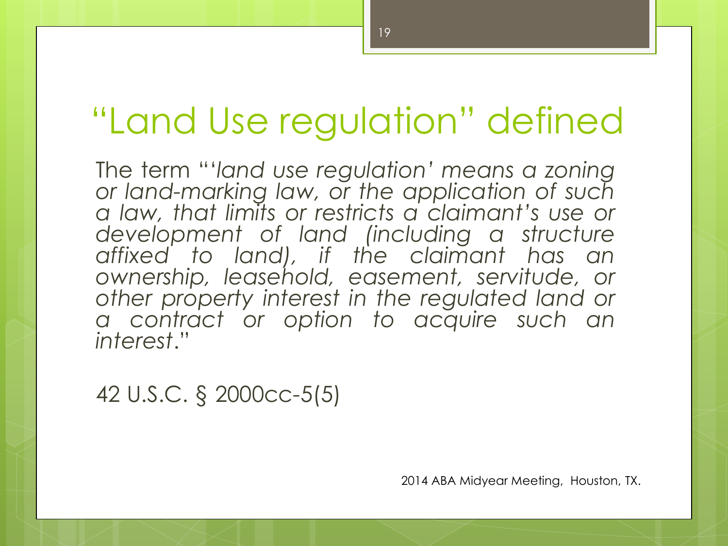# "Land Use regulation" defined

The term "'*land use regulation' means a zoning or land-marking law, or the application of such a law, that limits or restricts a claimant's use or development of land (including a structure affixed to land), if the claimant has an ownership, leasehold, easement, servitude, or other property interest in the regulated land or a contract or option to acquire such an interest*."

42 U.S.C. § 2000cc-5(5)

2014 ABA Midyear Meeting, Houston, TX.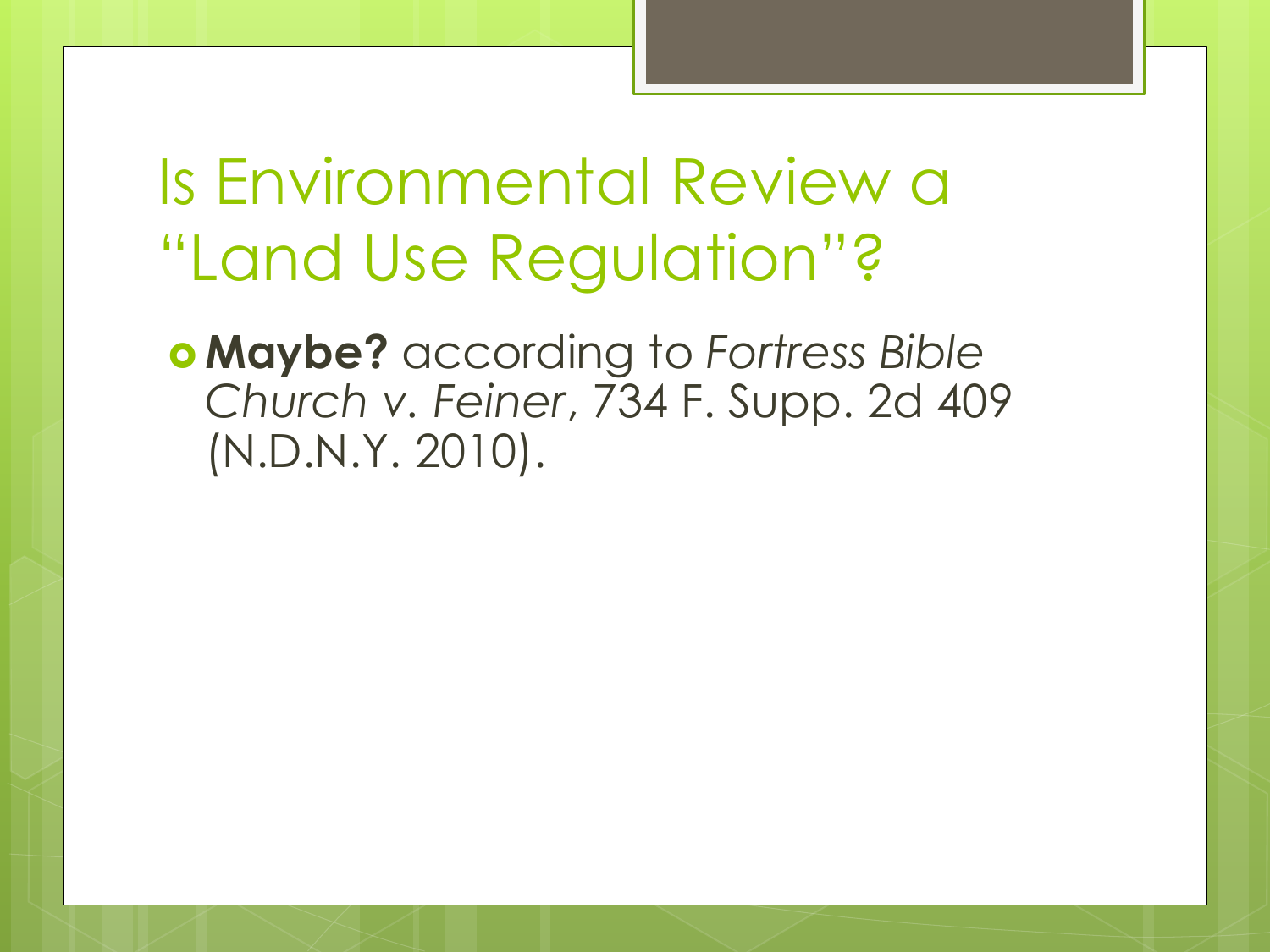# Is Environmental Review a "Land Use Regulation"?

- **Maybe?** according to *Fortress Bible Church v. Feiner*, 734 F. Supp. 2d 409 (N.D.N.Y. 2010).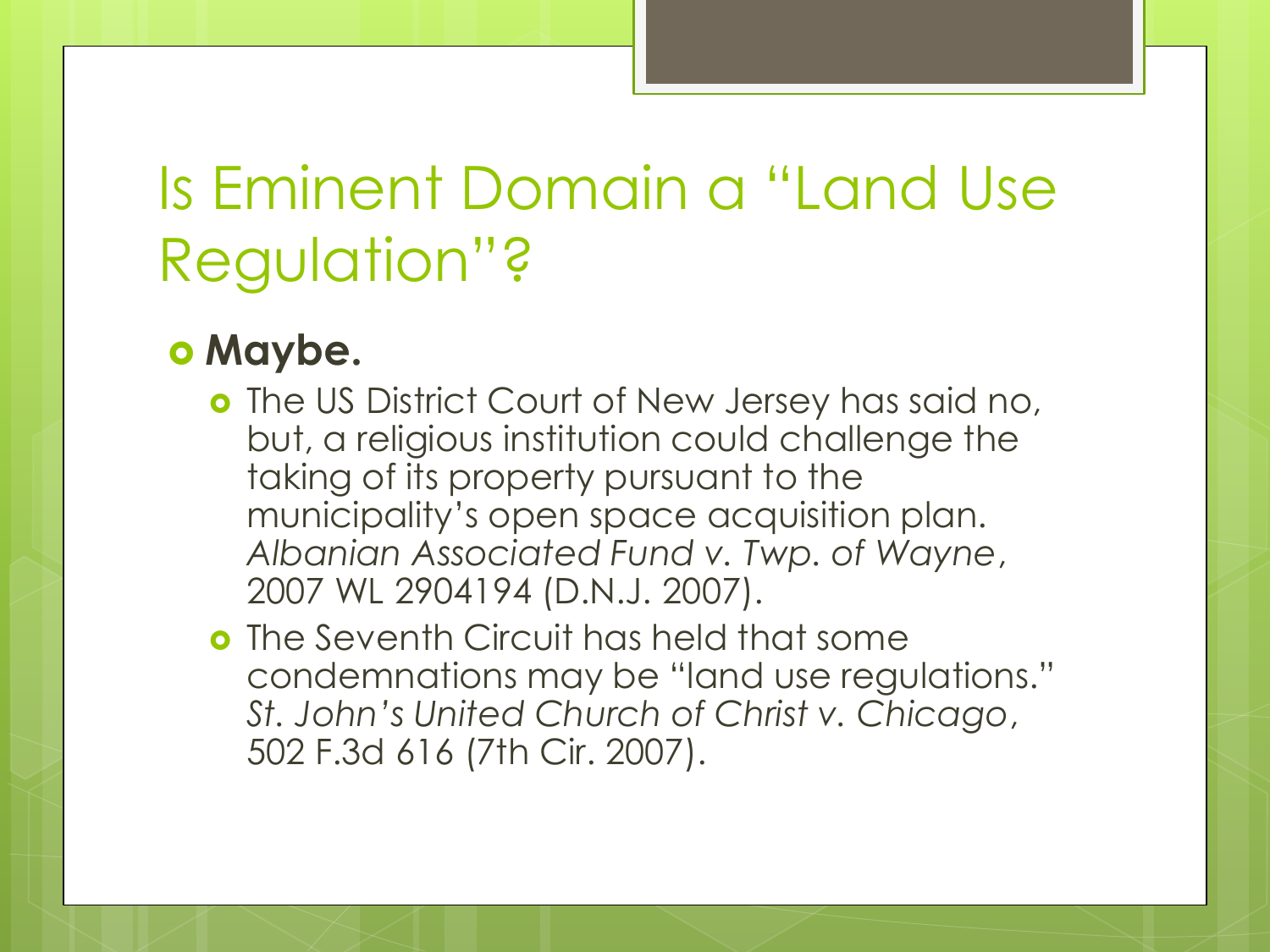# Is Eminent Domain a "Land Use Regulation"?

- **Maybe.**
  - The US District Court of New Jersey has said no, but, a religious institution could challenge the taking of its property pursuant to the municipality's open space acquisition plan. *Albanian Associated Fund v. Twp. of Wayne*, 2007 WL 2904194 (D.N.J. 2007).
  - The Seventh Circuit has held that some condemnations may be "land use regulations." *St. John's United Church of Christ v. Chicago*, 502 F.3d 616 (7th Cir. 2007).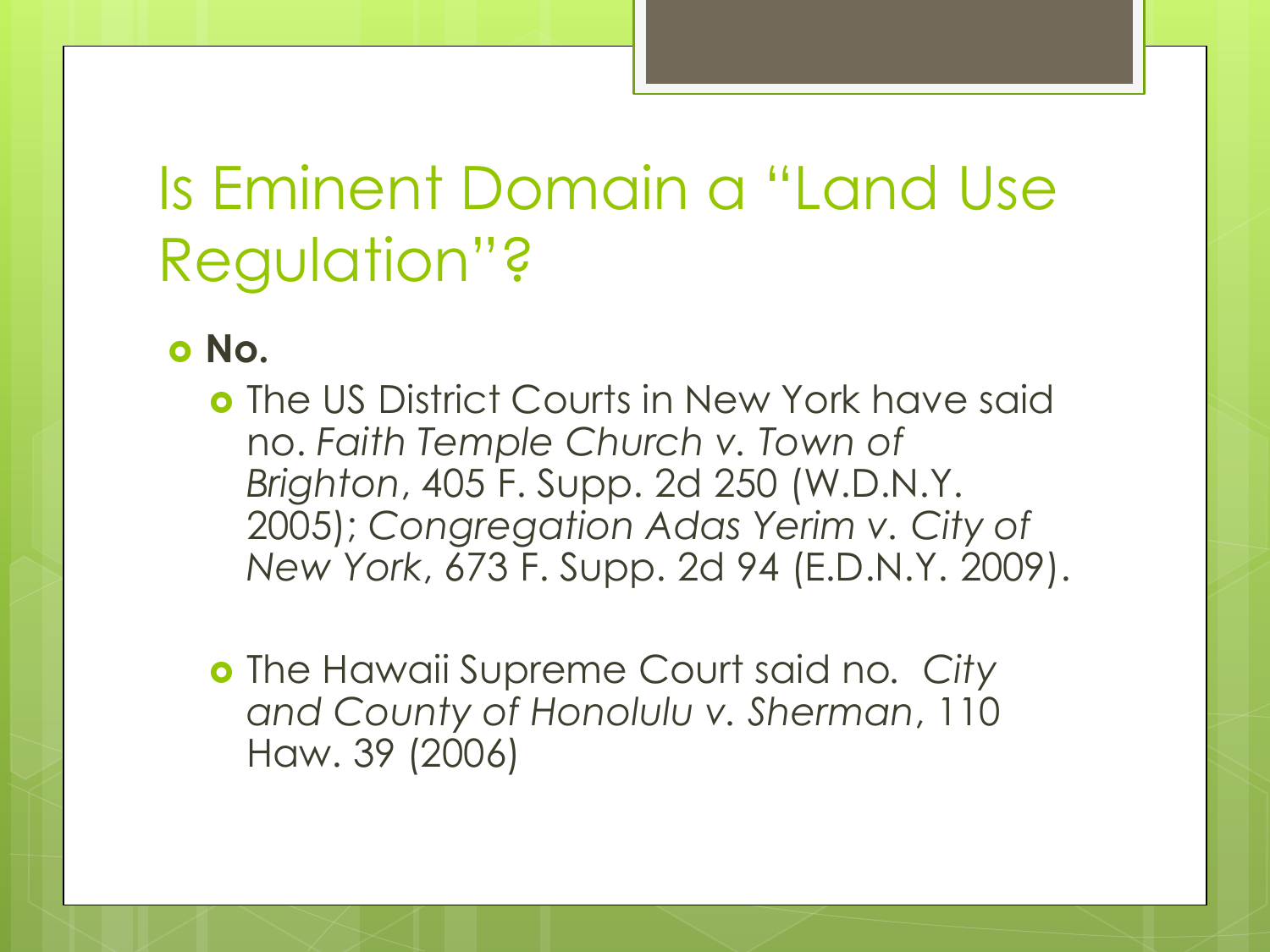# Is Eminent Domain a "Land Use Regulation"?

- **No.**
  - The US District Courts in New York have said no. *Faith Temple Church v. Town of Brighton*, 405 F. Supp. 2d 250 (W.D.N.Y. 2005); *Congregation Adas Yerim v. City of New York*, 673 F. Supp. 2d 94 (E.D.N.Y. 2009).
  - The Hawaii Supreme Court said no. *City and County of Honolulu v. Sherman*, 110 Haw. 39 (2006)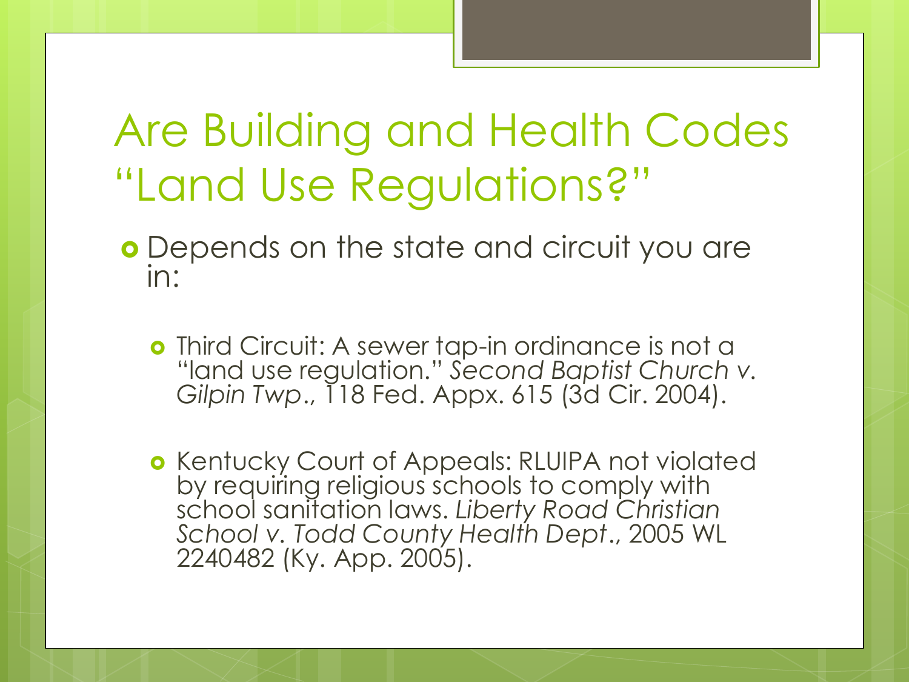# Are Building and Health Codes "Land Use Regulations?"

- Depends on the state and circuit you are in:
  - Third Circuit: A sewer tap-in ordinance is not a "land use regulation." *Second Baptist Church v. Gilpin Twp.*, 118 Fed. Appx. 615 (3d Cir. 2004).
  - Kentucky Court of Appeals: RLUIPA not violated by requiring religious schools to comply with school sanitation laws. *Liberty Road Christian School v. Todd County Health Dept.*, 2005 WL 2240482 (Ky. App. 2005).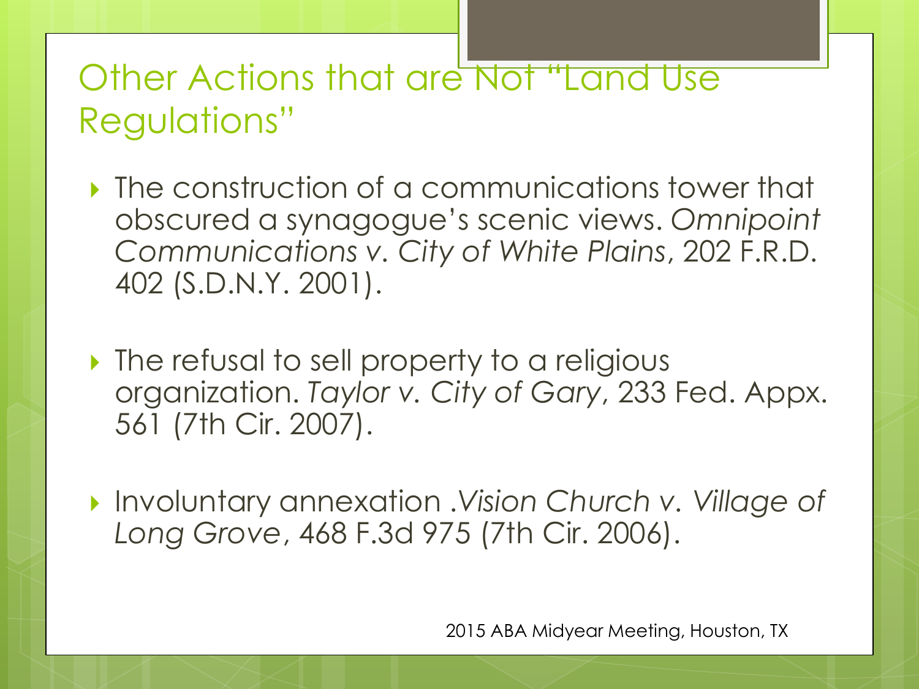# Other Actions that are Not "Land Use Regulations"

- The construction of a communications tower that obscured a synagogue's scenic views. *Omnipoint Communications v. City of White Plains*, 202 F.R.D. 402 (S.D.N.Y. 2001).
- The refusal to sell property to a religious organization. *Taylor v. City of Gary*, 233 Fed. Appx. 561 (7th Cir. 2007).
- Involuntary annexation .*Vision Church v. Village of Long Grove*, 468 F.3d 975 (7th Cir. 2006).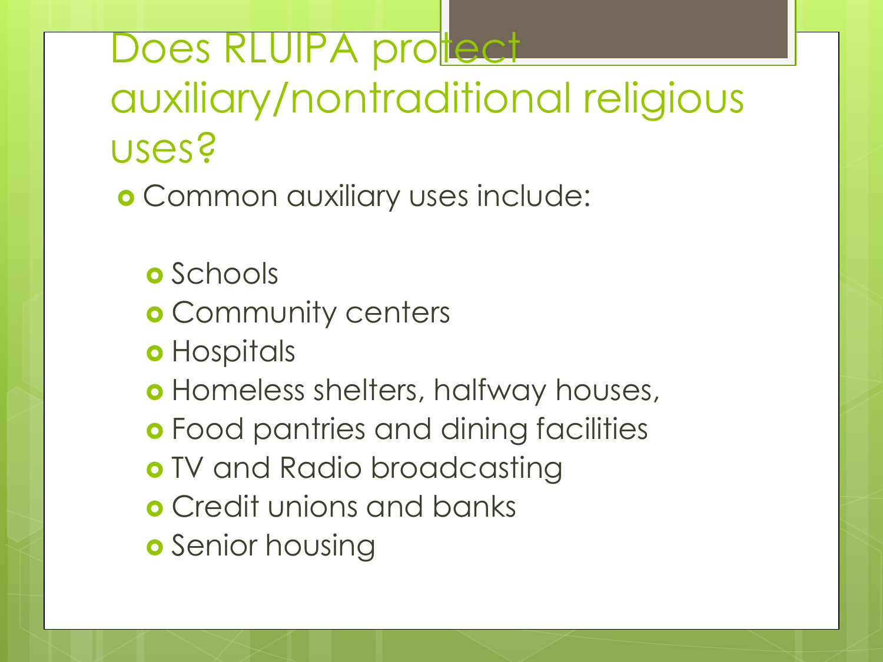# Does RLUIPA protect auxiliary/nontraditional religious uses?

- Common auxiliary uses include:
  - Schools
  - Community centers
  - Hospitals
  - Homeless shelters, halfway houses,
  - Food pantries and dining facilities
  - TV and Radio broadcasting
  - Credit unions and banks
  - Senior housing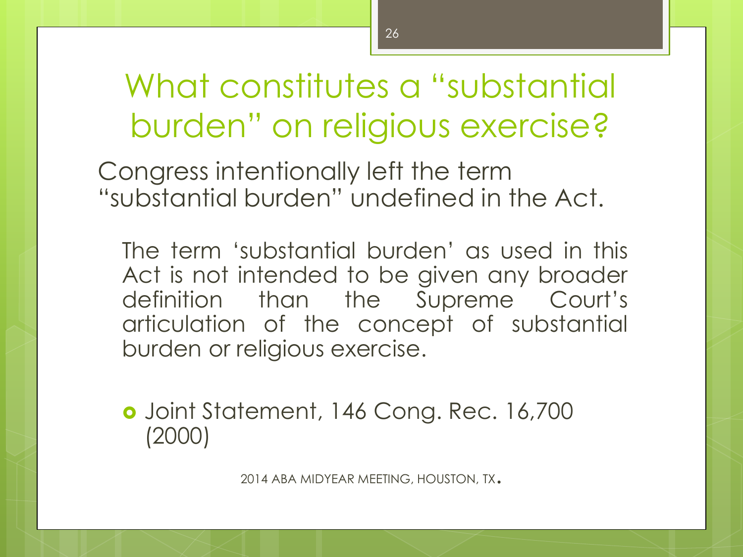# What constitutes a "substantial burden" on religious exercise?

Congress intentionally left the term "substantial burden" undefined in the Act.

> The term 'substantial burden' as used in this Act is not intended to be given any broader definition than the Supreme Court's articulation of the concept of substantial burden or religious exercise.

- Joint Statement, 146 Cong. Rec. 16,700 (2000)

2014 ABA MIDYEAR MEETING, HOUSTON, TX.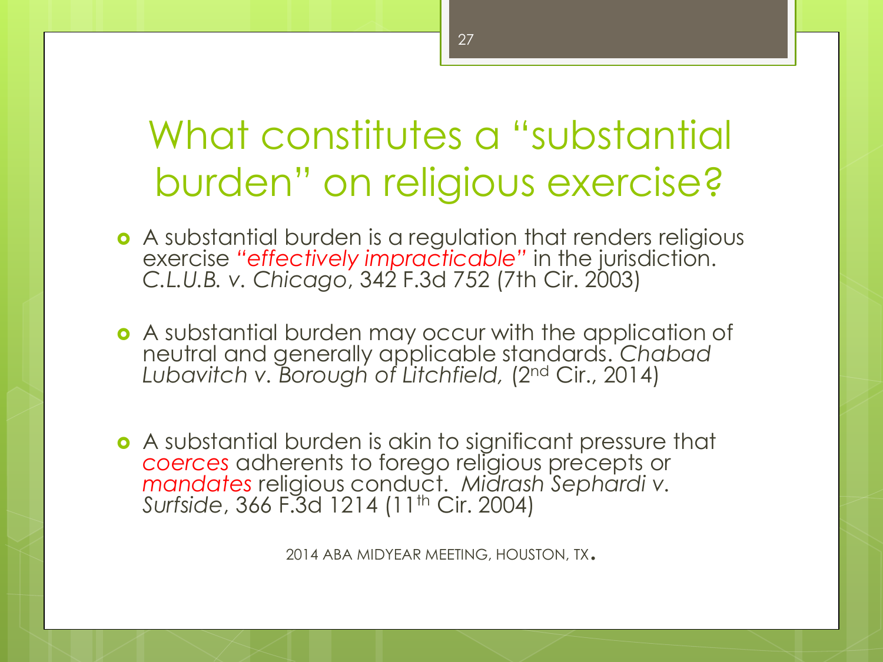# What constitutes a "substantial burden" on religious exercise?

- A substantial burden is a regulation that renders religious exercise *"effectively impracticable"* in the jurisdiction. *C.L.U.B. v. Chicago*, 342 F.3d 752 (7th Cir. 2003)
- A substantial burden may occur with the application of neutral and generally applicable standards. *Chabad Lubavitch v. Borough of Litchfield,* (2nd Cir., 2014)
- A substantial burden is akin to significant pressure that *coerces* adherents to forego religious precepts or *mandates* religious conduct. *Midrash Sephardi v. Surfside*, 366 F.3d 1214 (11th Cir. 2004)

2014 ABA MIDYEAR MEETING, HOUSTON, TX.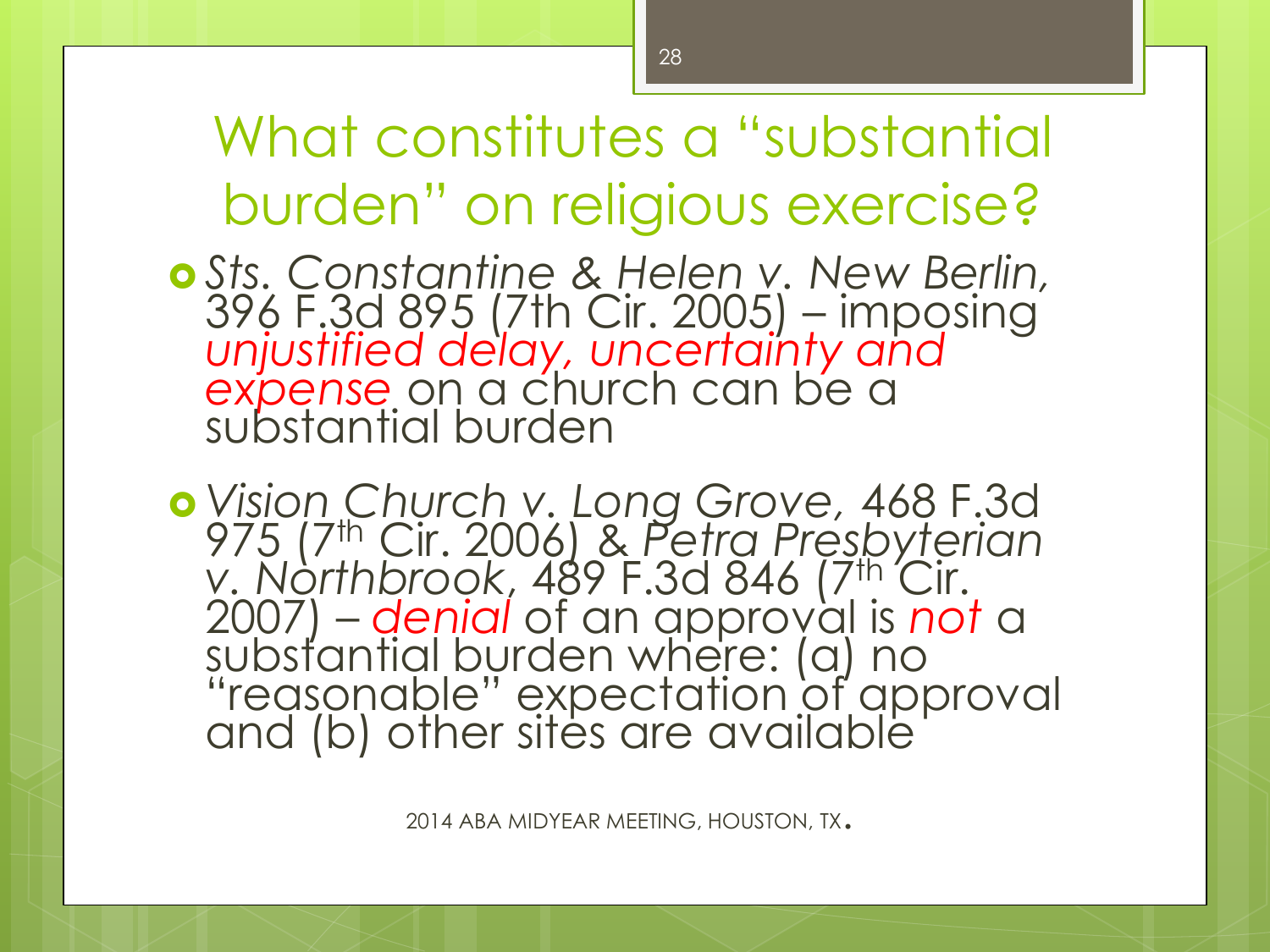# What constitutes a "substantial burden" on religious exercise?

- *Sts. Constantine & Helen v. New Berlin,* 396 F.3d 895 (7th Cir. 2005) – imposing *unjustified delay, uncertainty and expense* on a church can be a substantial burden

- *Vision Church v. Long Grove,* 468 F.3d 975 (7th Cir. 2006) & *Petra Presbyterian v. Northbrook,* 489 F.3d 846 (7th Cir. 2007) – *denial* of an approval is *not* a substantial burden where: (a) no "reasonable" expectation of approval and (b) other sites are available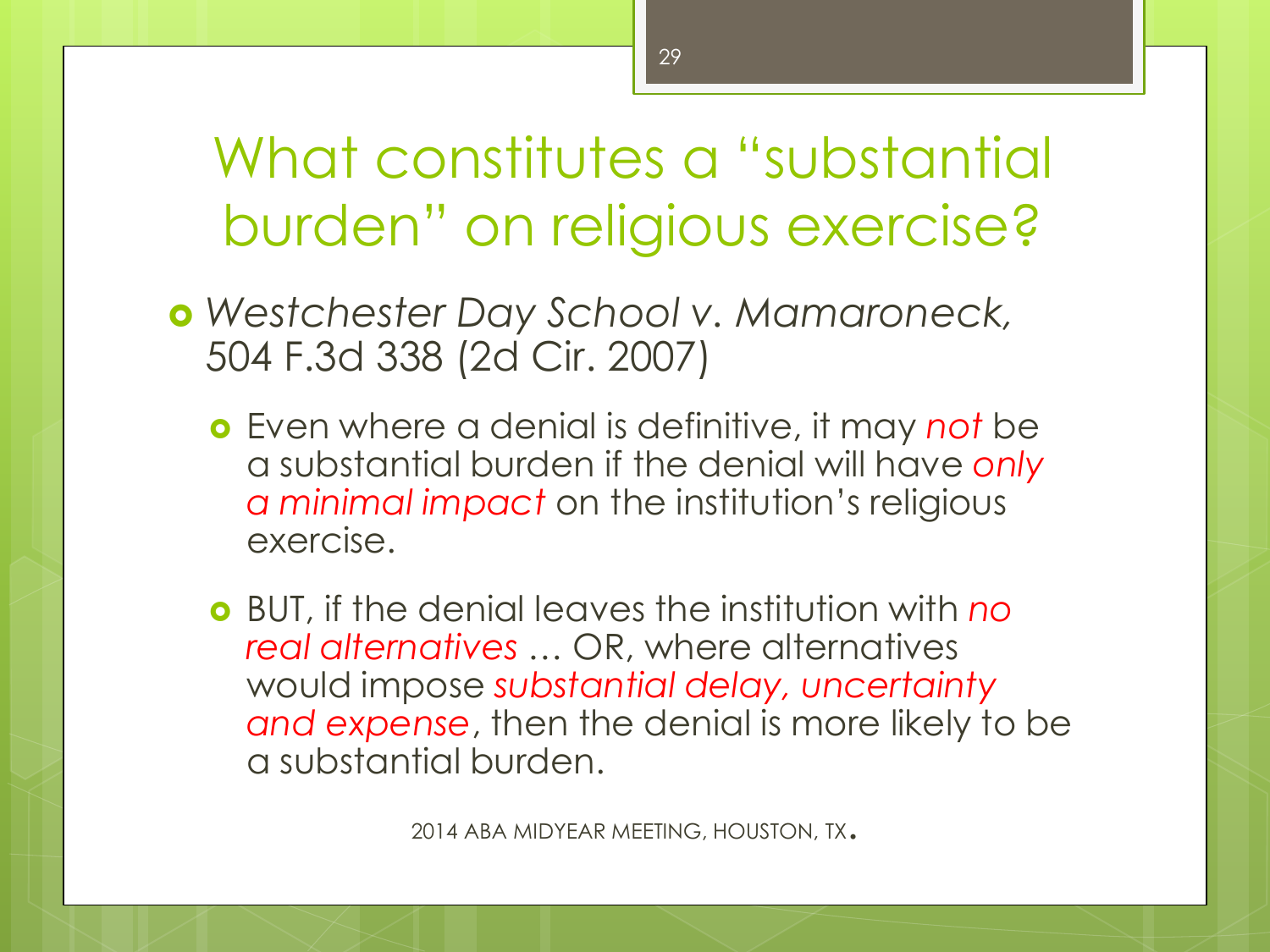# What constitutes a "substantial burden" on religious exercise?

- *Westchester Day School v. Mamaroneck,* 504 F.3d 338 (2d Cir. 2007)
  - Even where a denial is definitive, it may *not* be a substantial burden if the denial will have *only a minimal impact* on the institution's religious exercise.
  - BUT, if the denial leaves the institution with *no real alternatives* … OR, where alternatives would impose *substantial delay, uncertainty and expense*, then the denial is more likely to be a substantial burden.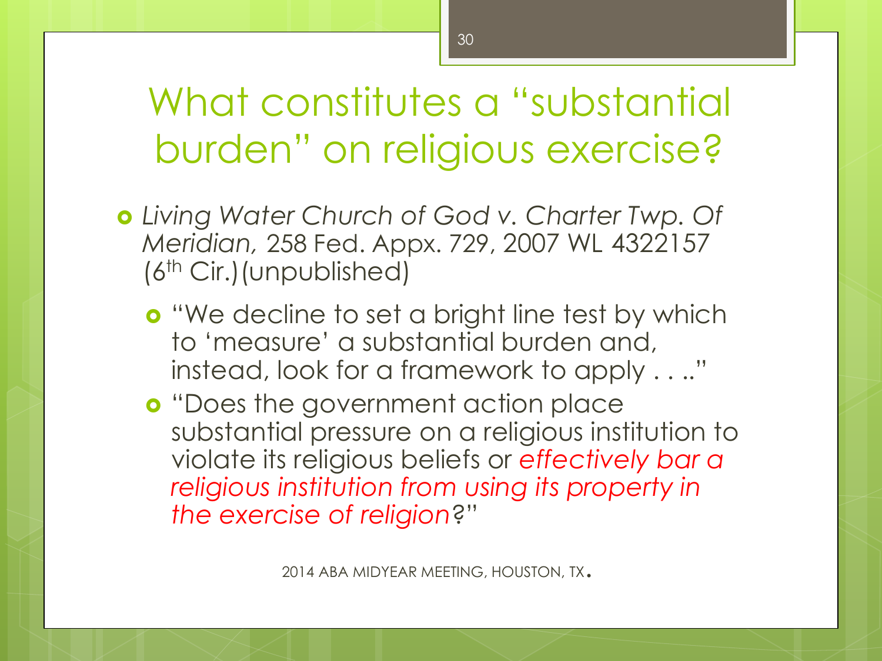# What constitutes a "substantial burden" on religious exercise?

- *Living Water Church of God v. Charter Twp. Of Meridian,* 258 Fed. Appx. 729, 2007 WL 4322157 (6th Cir.)(unpublished)
  - "We decline to set a bright line test by which to 'measure' a substantial burden and, instead, look for a framework to apply . . .."
  - "Does the government action place substantial pressure on a religious institution to violate its religious beliefs or *effectively bar a religious institution from using its property in the exercise of religion*?"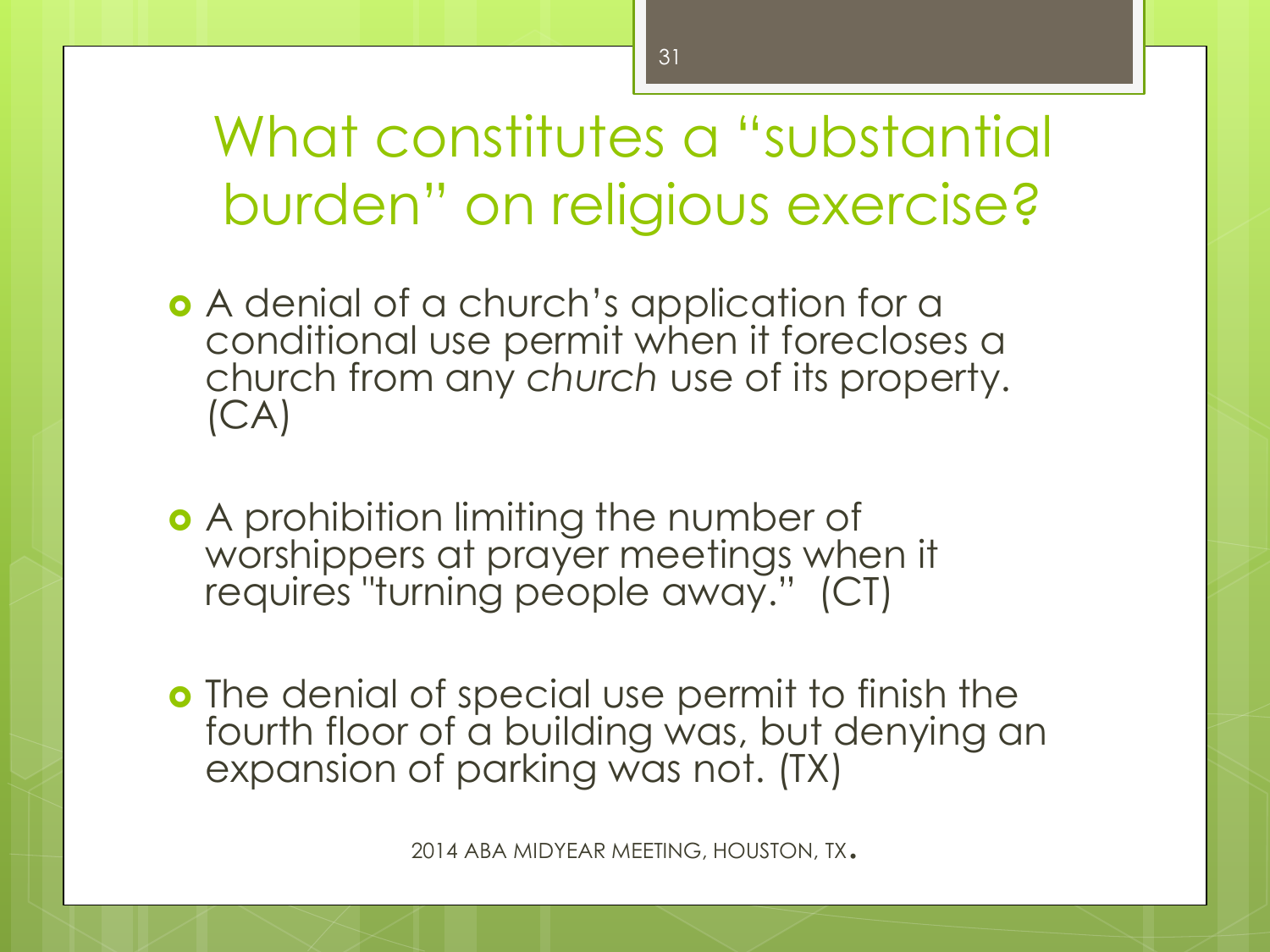# What constitutes a "substantial burden" on religious exercise?

- A denial of a church's application for a conditional use permit when it forecloses a church from any *church* use of its property. (CA)

- A prohibition limiting the number of worshippers at prayer meetings when it requires "turning people away." (CT)

- The denial of special use permit to finish the fourth floor of a building was, but denying an expansion of parking was not. (TX)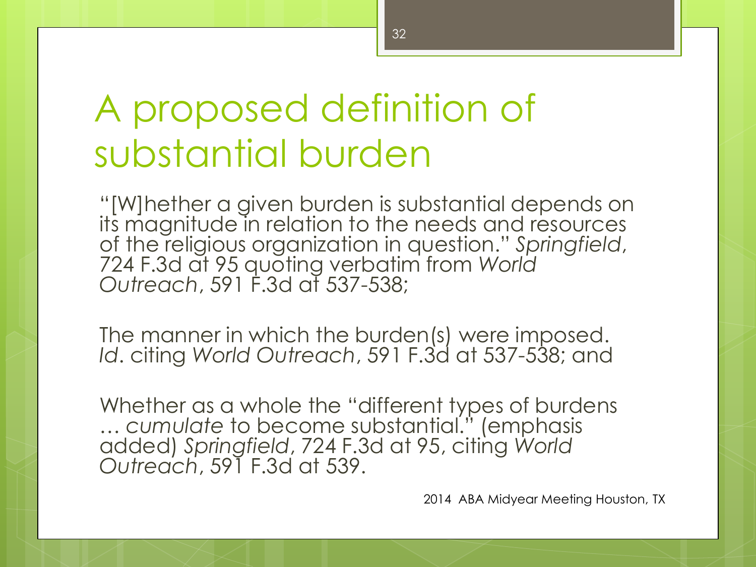# A proposed definition of substantial burden

"[W]hether a given burden is substantial depends on its magnitude in relation to the needs and resources of the religious organization in question." *Springfield*, 724 F.3d at 95 quoting verbatim from *World Outreach*, 591 F.3d at 537-538;

The manner in which the burden(s) were imposed. *Id*. citing *World Outreach*, 591 F.3d at 537-538; and

Whether as a whole the "different types of burdens … *cumulate* to become substantial." (emphasis added) *Springfield*, 724 F.3d at 95, citing *World Outreach*, 591 F.3d at 539.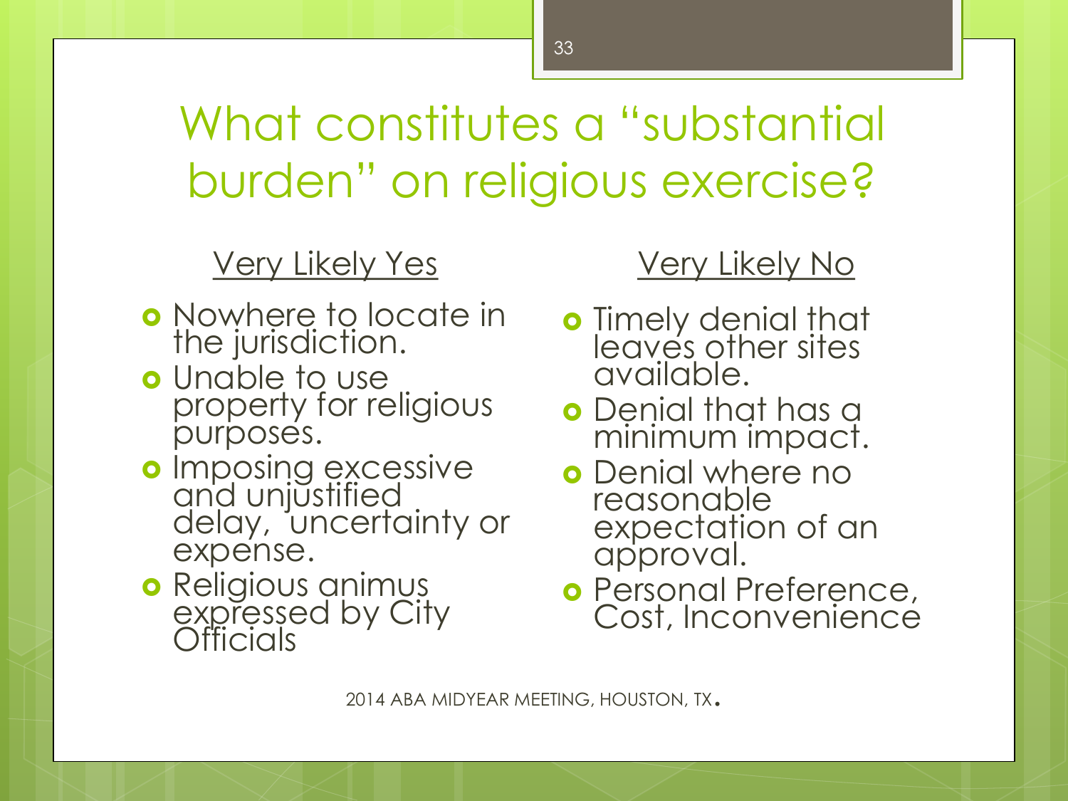# What constitutes a "substantial burden" on religious exercise?

## Very Likely Yes

- Nowhere to locate in the jurisdiction.
- Unable to use property for religious purposes.
- Imposing excessive and unjustified delay, uncertainty or expense.
- Religious animus expressed by City Officials

## Very Likely No

- Timely denial that leaves other sites available.
- Denial that has a minimum impact.
- Denial where no reasonable expectation of an approval.
- Personal Preference, Cost, Inconvenience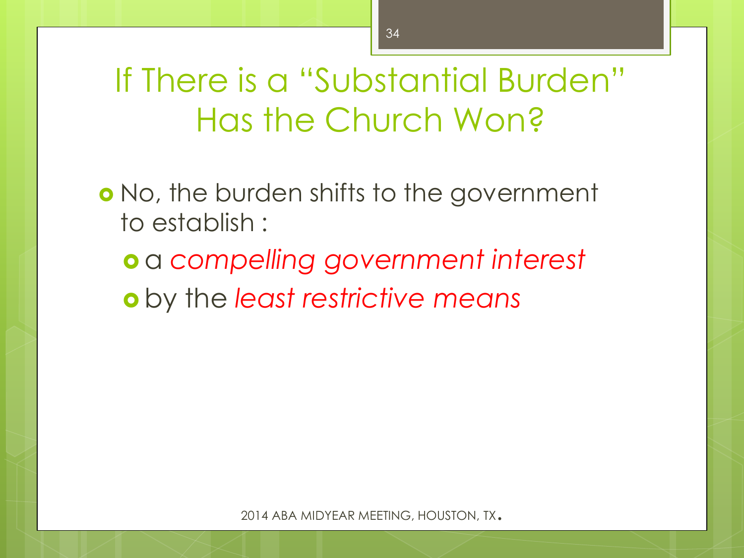# If There is a "Substantial Burden" Has the Church Won?

- No, the burden shifts to the government to establish :
  - a *compelling government interest*
  - by the *least restrictive means*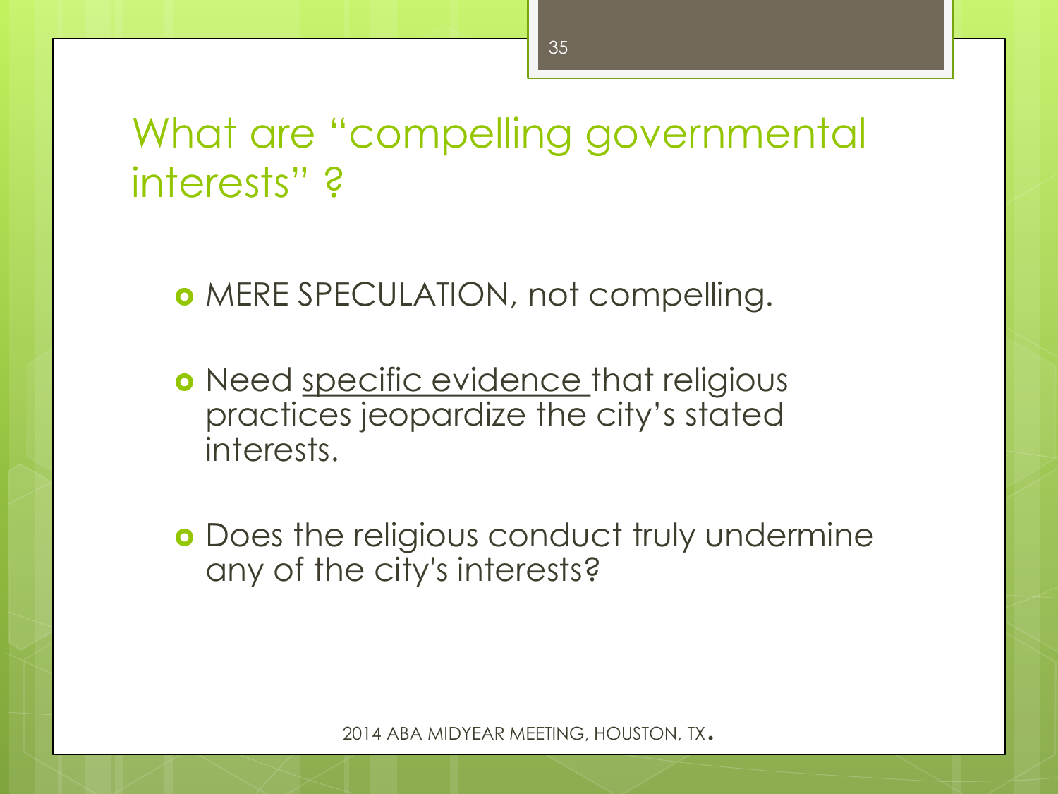# What are "compelling governmental interests" ?

- MERE SPECULATION, not compelling.
- Need <u>specific evidence</u> that religious practices jeopardize the city's stated interests.
- Does the religious conduct truly undermine any of the city's interests?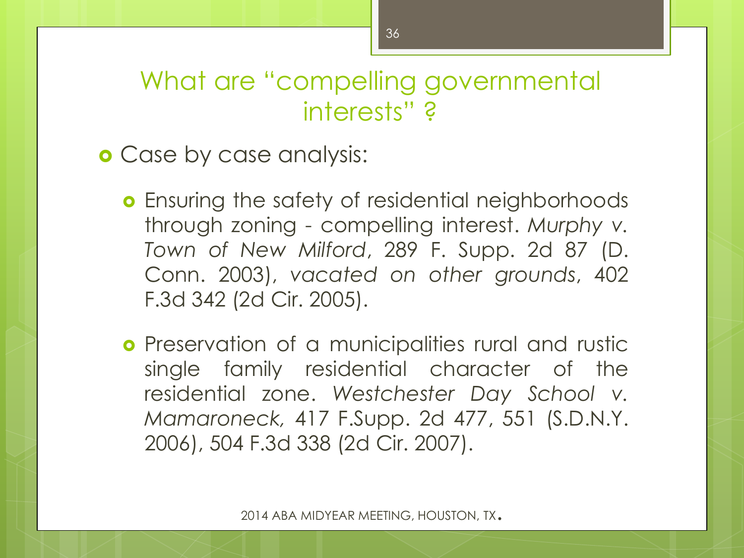## What are "compelling governmental interests" ?

- Case by case analysis:
  - Ensuring the safety of residential neighborhoods through zoning - compelling interest. *Murphy v. Town of New Milford*, 289 F. Supp. 2d 87 (D. Conn. 2003), *vacated on other grounds*, 402 F.3d 342 (2d Cir. 2005).
  - Preservation of a municipalities rural and rustic single family residential character of the residential zone. *Westchester Day School v. Mamaroneck,* 417 F.Supp. 2d 477, 551 (S.D.N.Y. 2006), 504 F.3d 338 (2d Cir. 2007).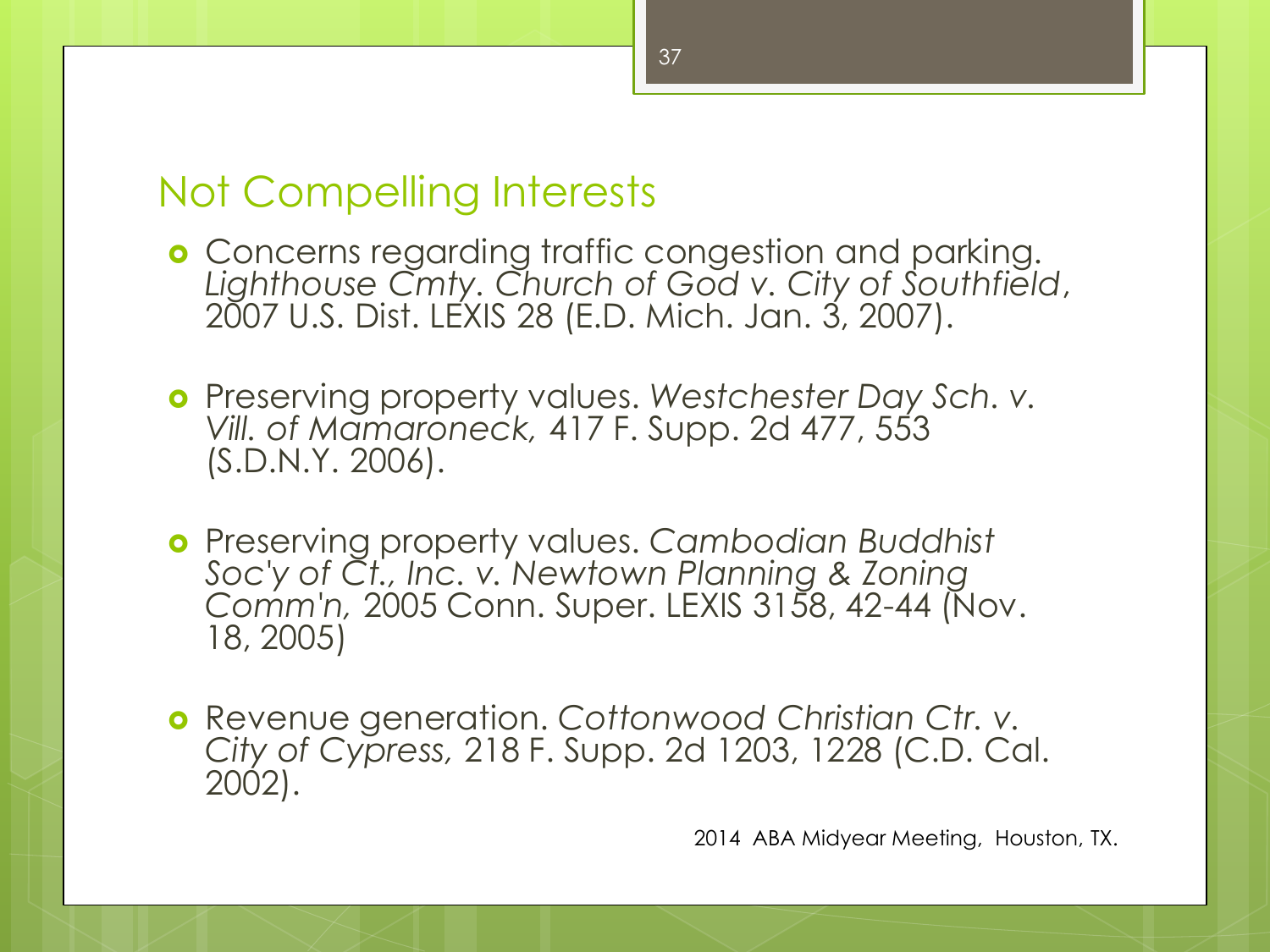## Not Compelling Interests

- Concerns regarding traffic congestion and parking. *Lighthouse Cmty. Church of God v. City of Southfield*, 2007 U.S. Dist. LEXIS 28 (E.D. Mich. Jan. 3, 2007).

- Preserving property values. *Westchester Day Sch. v. Vill. of Mamaroneck,* 417 F. Supp. 2d 477, 553 (S.D.N.Y. 2006).

- Preserving property values. *Cambodian Buddhist Soc'y of Ct., Inc. v. Newtown Planning & Zoning Comm'n,* 2005 Conn. Super. LEXIS 3158, 42-44 (Nov. 18, 2005)

- Revenue generation. *Cottonwood Christian Ctr. v. City of Cypress,* 218 F. Supp. 2d 1203, 1228 (C.D. Cal. 2002).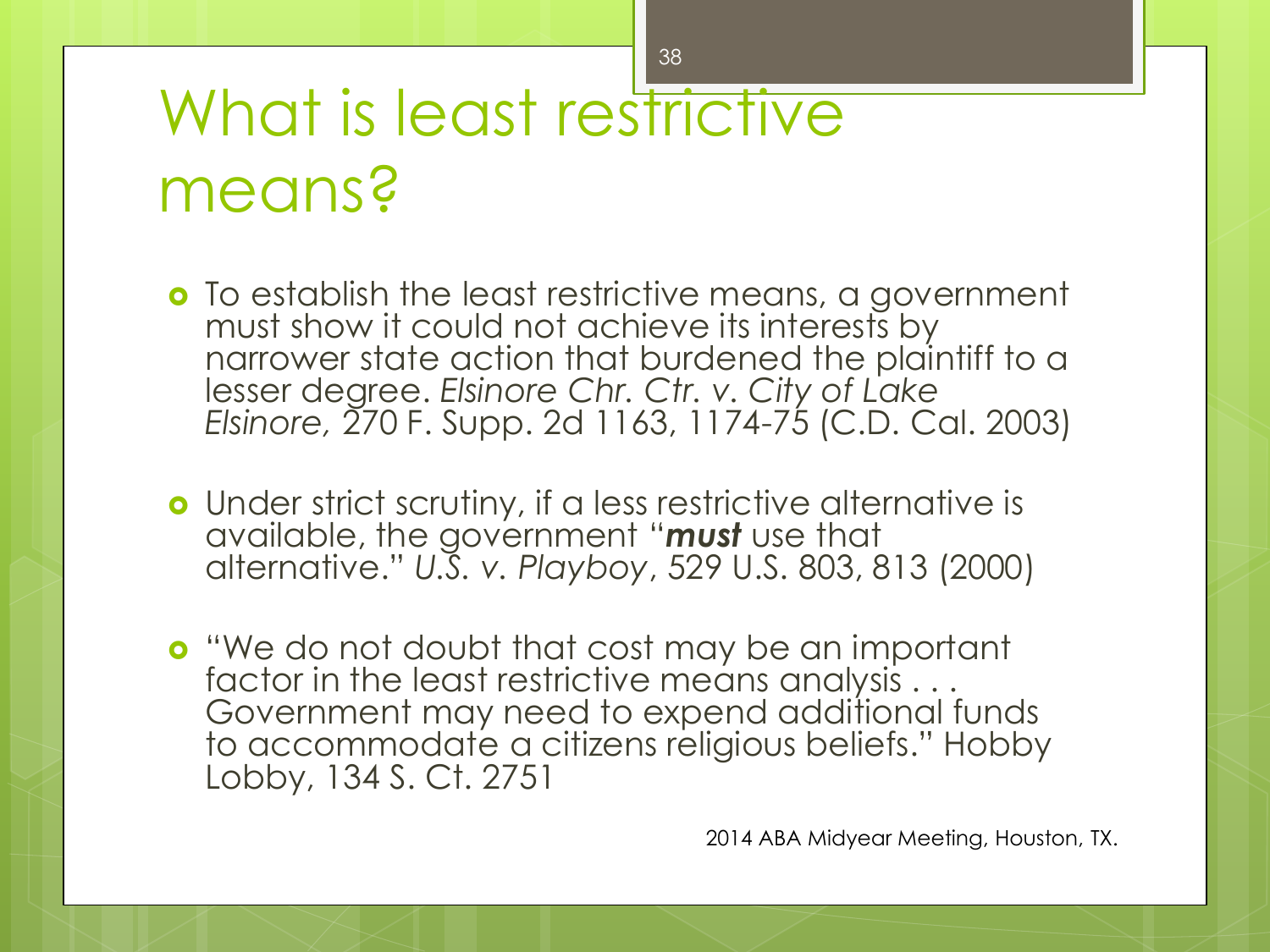# What is least restrictive means?

- To establish the least restrictive means, a government must show it could not achieve its interests by narrower state action that burdened the plaintiff to a lesser degree. *Elsinore Chr. Ctr. v. City of Lake Elsinore,* 270 F. Supp. 2d 1163, 1174-75 (C.D. Cal. 2003)

- Under strict scrutiny, if a less restrictive alternative is available, the government "***must*** use that alternative." *U.S. v. Playboy*, 529 U.S. 803, 813 (2000)

- "We do not doubt that cost may be an important factor in the least restrictive means analysis . . . Government may need to expend additional funds to accommodate a citizens religious beliefs." Hobby Lobby, 134 S. Ct. 2751

2014 ABA Midyear Meeting, Houston, TX.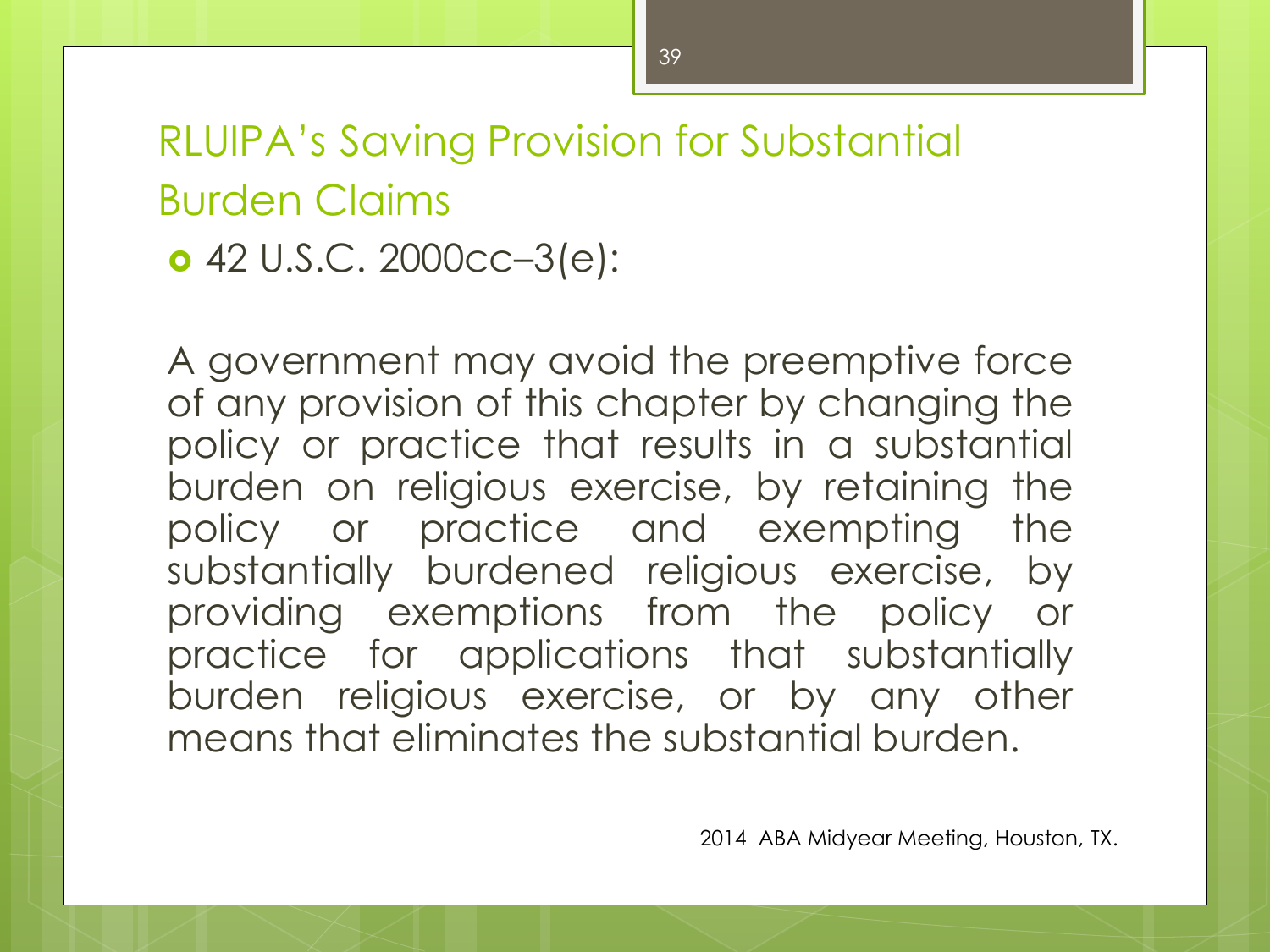## RLUIPA's Saving Provision for Substantial Burden Claims

- 42 U.S.C. 2000cc–3(e):

A government may avoid the preemptive force of any provision of this chapter by changing the policy or practice that results in a substantial burden on religious exercise, by retaining the policy or practice and exempting the substantially burdened religious exercise, by providing exemptions from the policy or practice for applications that substantially burden religious exercise, or by any other means that eliminates the substantial burden.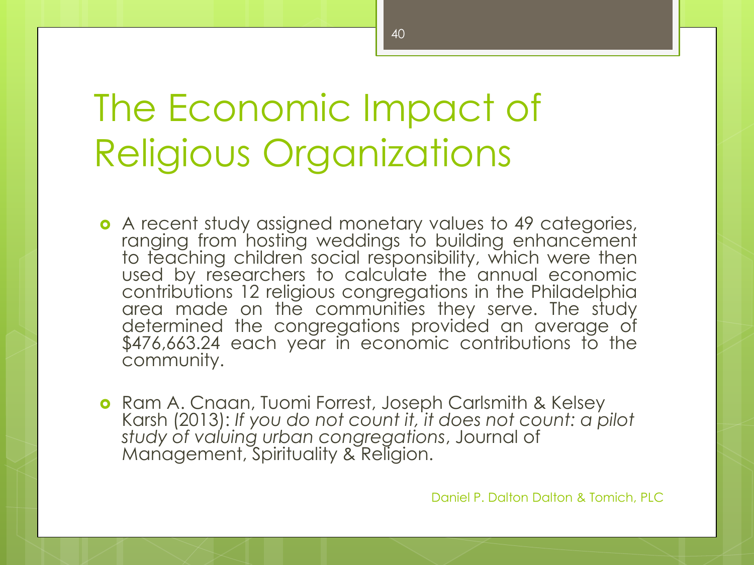# The Economic Impact of Religious Organizations

- A recent study assigned monetary values to 49 categories, ranging from hosting weddings to building enhancement to teaching children social responsibility, which were then used by researchers to calculate the annual economic contributions 12 religious congregations in the Philadelphia area made on the communities they serve. The study determined the congregations provided an average of $476,663.24 each year in economic contributions to the community.

- Ram A. Cnaan, Tuomi Forrest, Joseph Carlsmith & Kelsey Karsh (2013): *If you do not count it, it does not count: a pilot study of valuing urban congregations*, Journal of Management, Spirituality & Religion.

Daniel P. Dalton Dalton & Tomich, PLC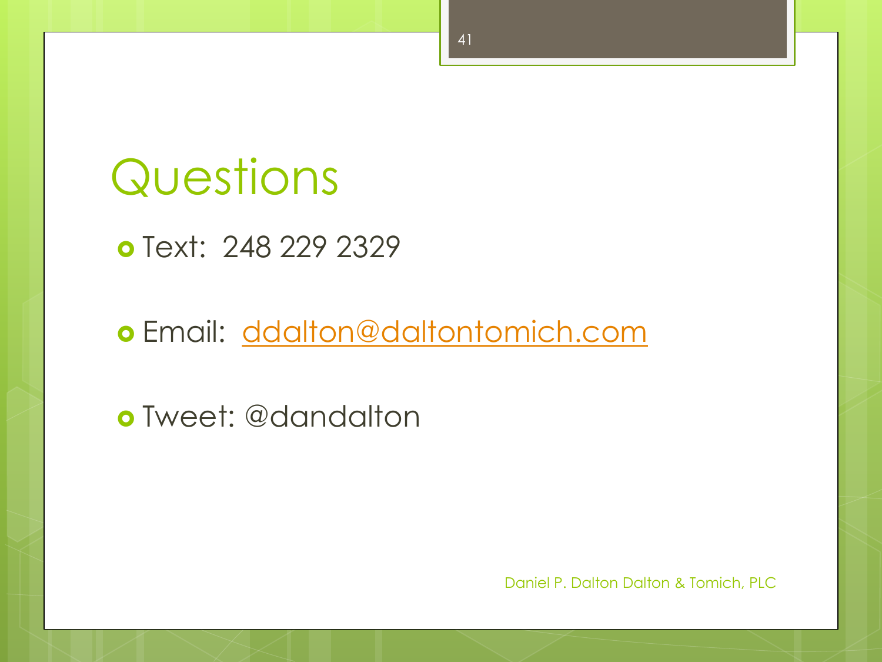# Questions

- Text: 248 229 2329
- Email: ddalton@daltontomich.com
- Tweet: @dandalton

Daniel P. Dalton Dalton & Tomich, PLC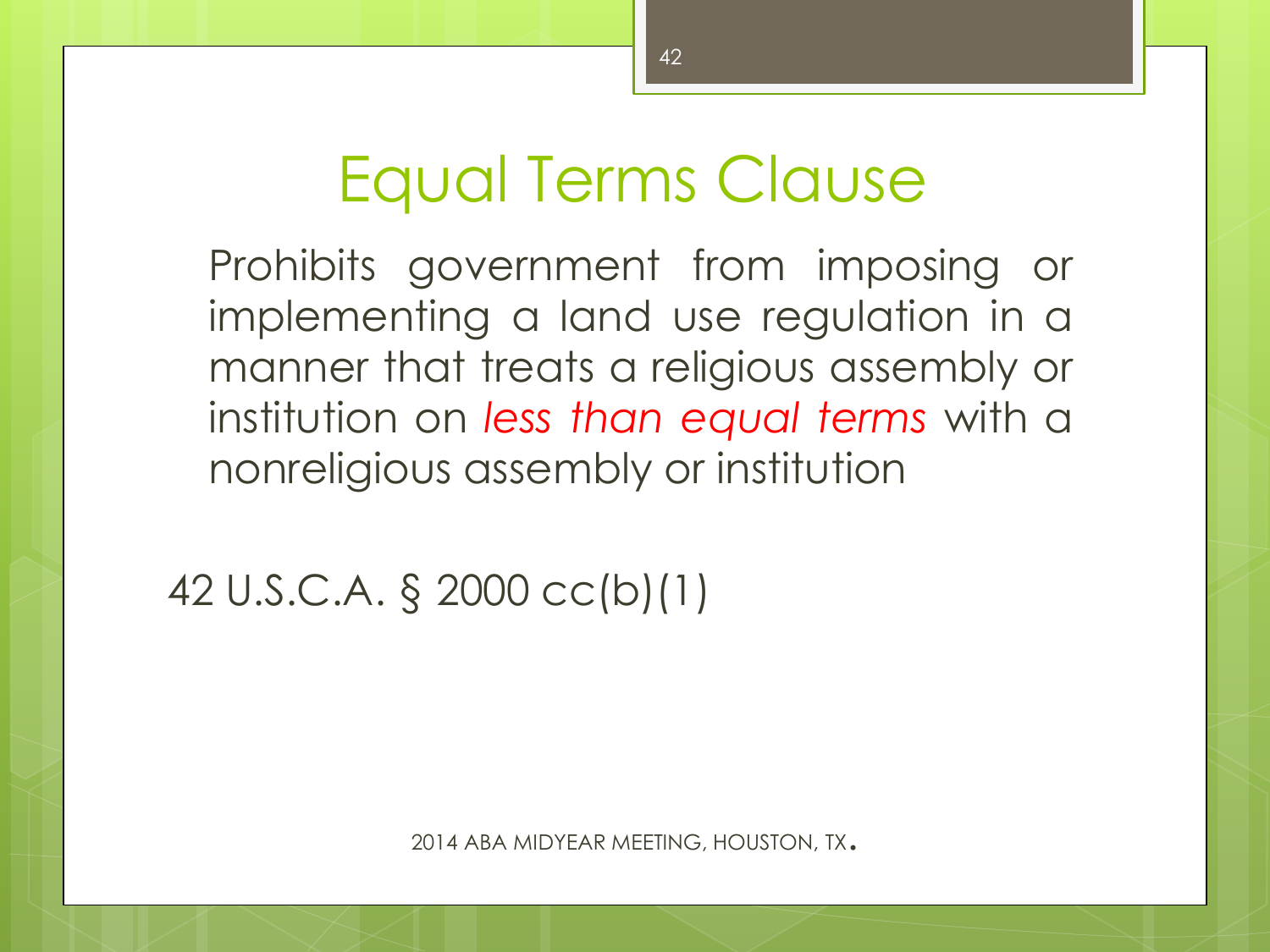# Equal Terms Clause

Prohibits government from imposing or implementing a land use regulation in a manner that treats a religious assembly or institution on *less than equal terms* with a nonreligious assembly or institution

42 U.S.C.A. § 2000 cc(b)(1)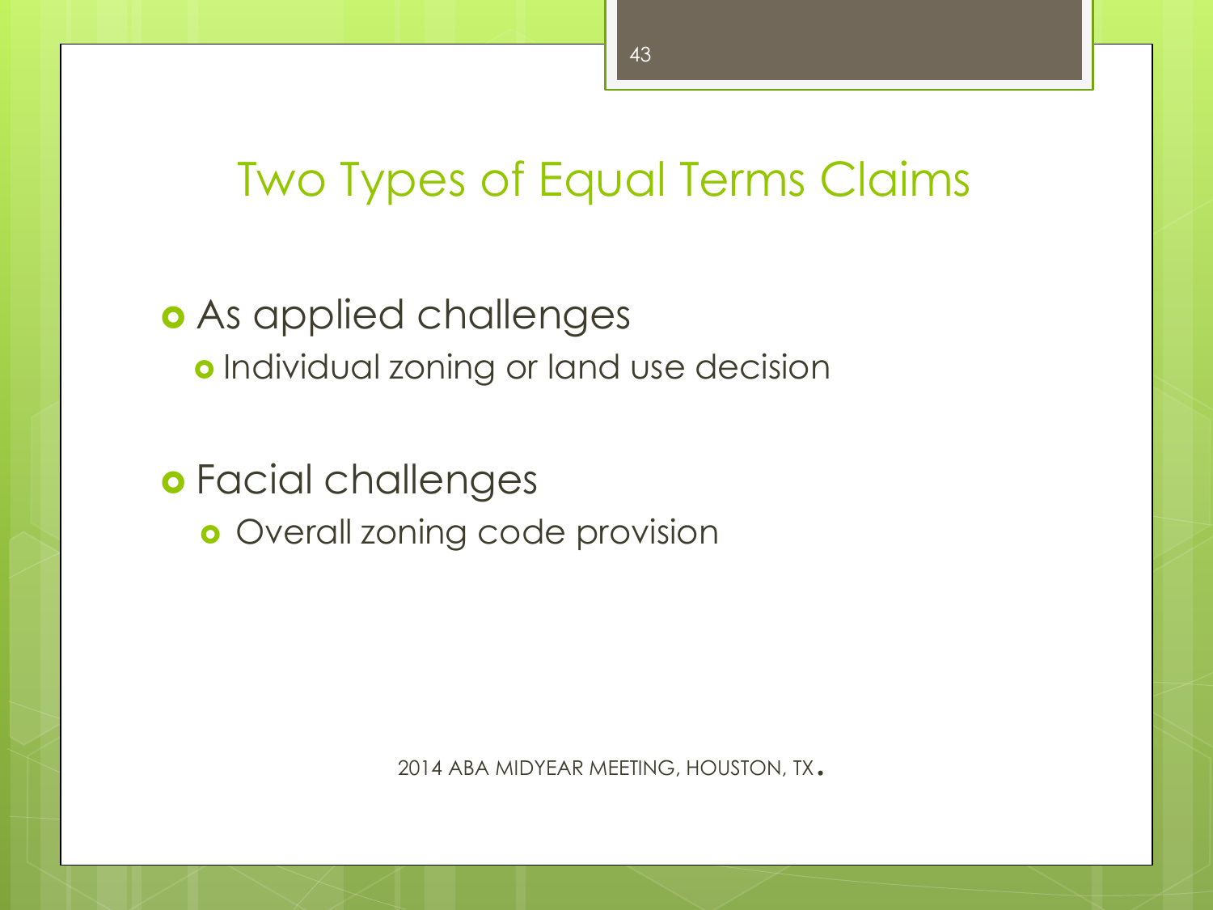# Two Types of Equal Terms Claims

- As applied challenges
  - Individual zoning or land use decision
- Facial challenges
  - Overall zoning code provision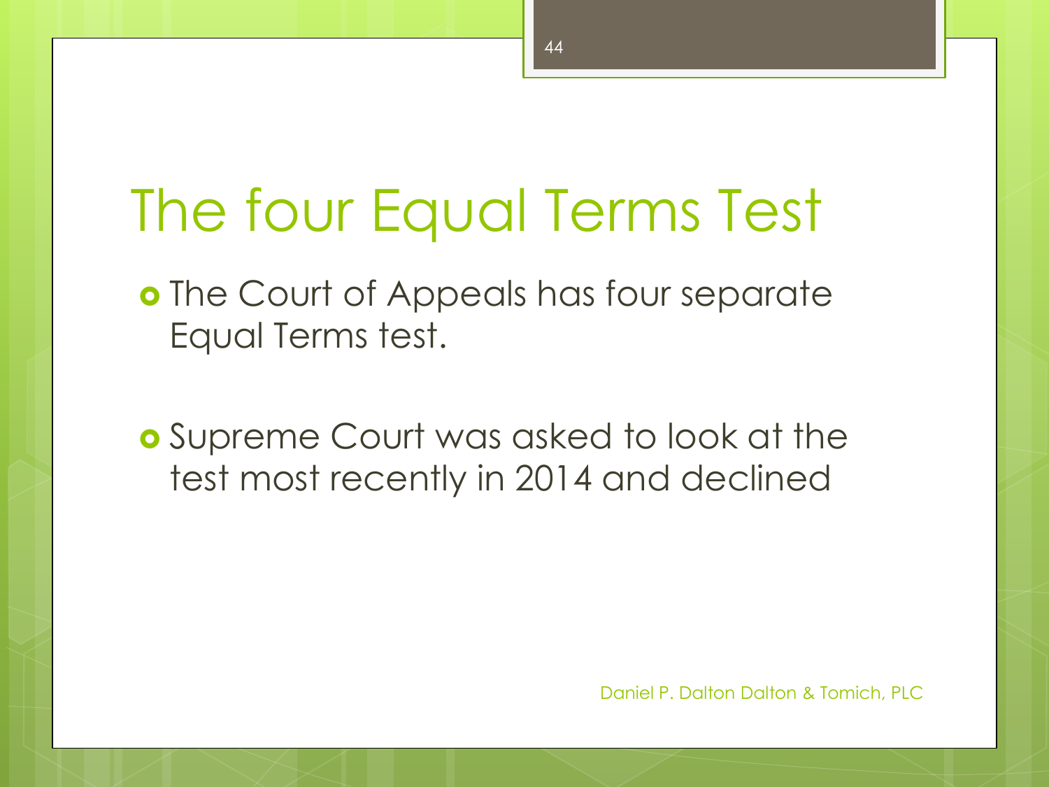# The four Equal Terms Test

- The Court of Appeals has four separate Equal Terms test.

- Supreme Court was asked to look at the test most recently in 2014 and declined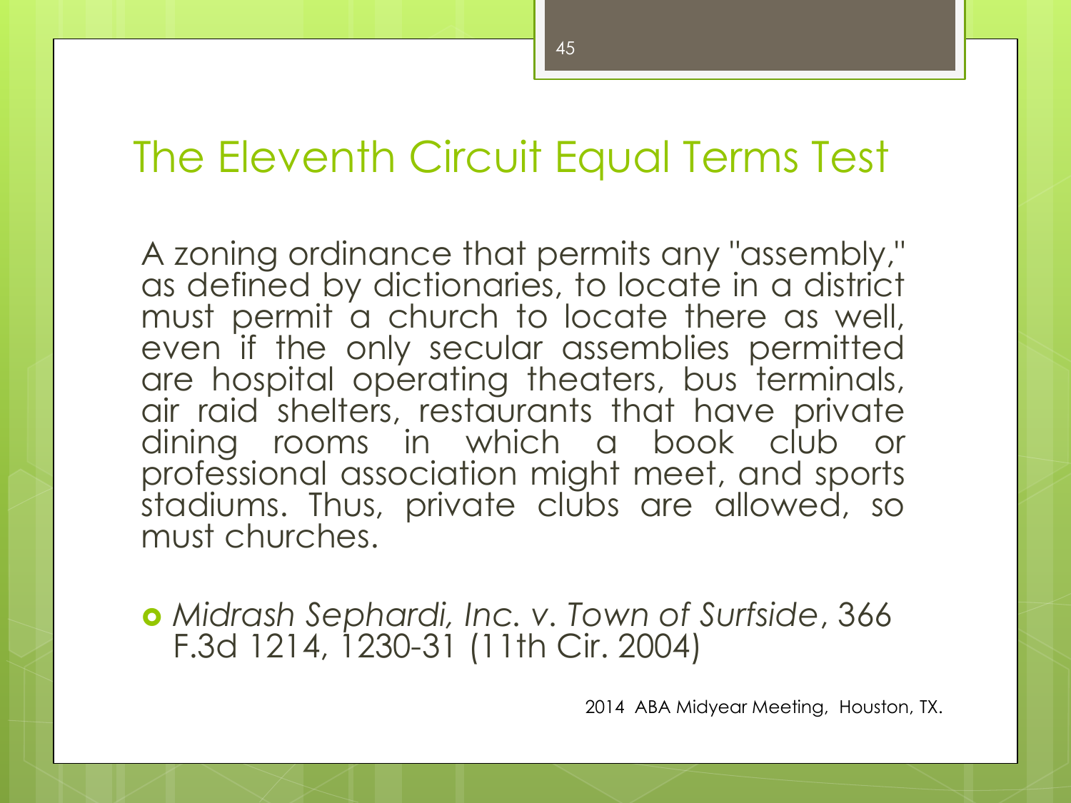# The Eleventh Circuit Equal Terms Test

A zoning ordinance that permits any "assembly," as defined by dictionaries, to locate in a district must permit a church to locate there as well, even if the only secular assemblies permitted are hospital operating theaters, bus terminals, air raid shelters, restaurants that have private dining rooms in which a book club or professional association might meet, and sports stadiums. Thus, private clubs are allowed, so must churches.

- *Midrash Sephardi, Inc. v. Town of Surfside*, 366 F.3d 1214, 1230-31 (11th Cir. 2004)

2014 ABA Midyear Meeting, Houston, TX.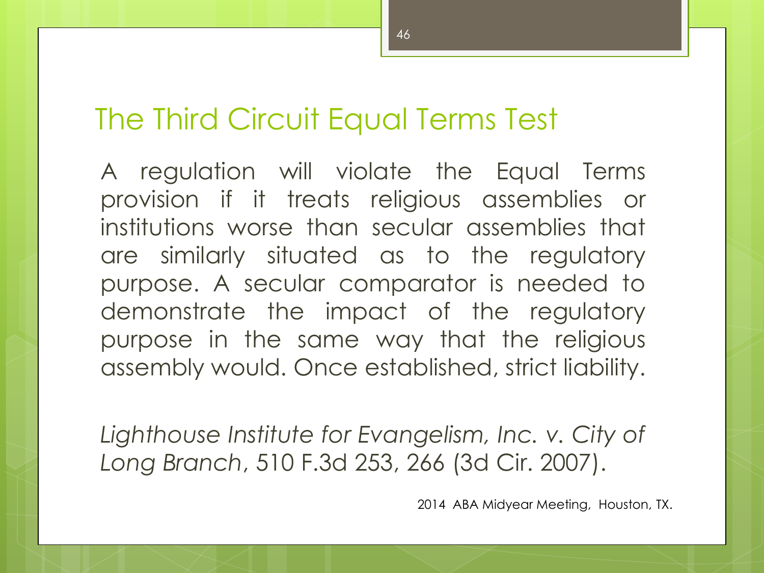## The Third Circuit Equal Terms Test

A regulation will violate the Equal Terms provision if it treats religious assemblies or institutions worse than secular assemblies that are similarly situated as to the regulatory purpose. A secular comparator is needed to demonstrate the impact of the regulatory purpose in the same way that the religious assembly would. Once established, strict liability.

*Lighthouse Institute for Evangelism, Inc. v. City of Long Branch*, 510 F.3d 253, 266 (3d Cir. 2007).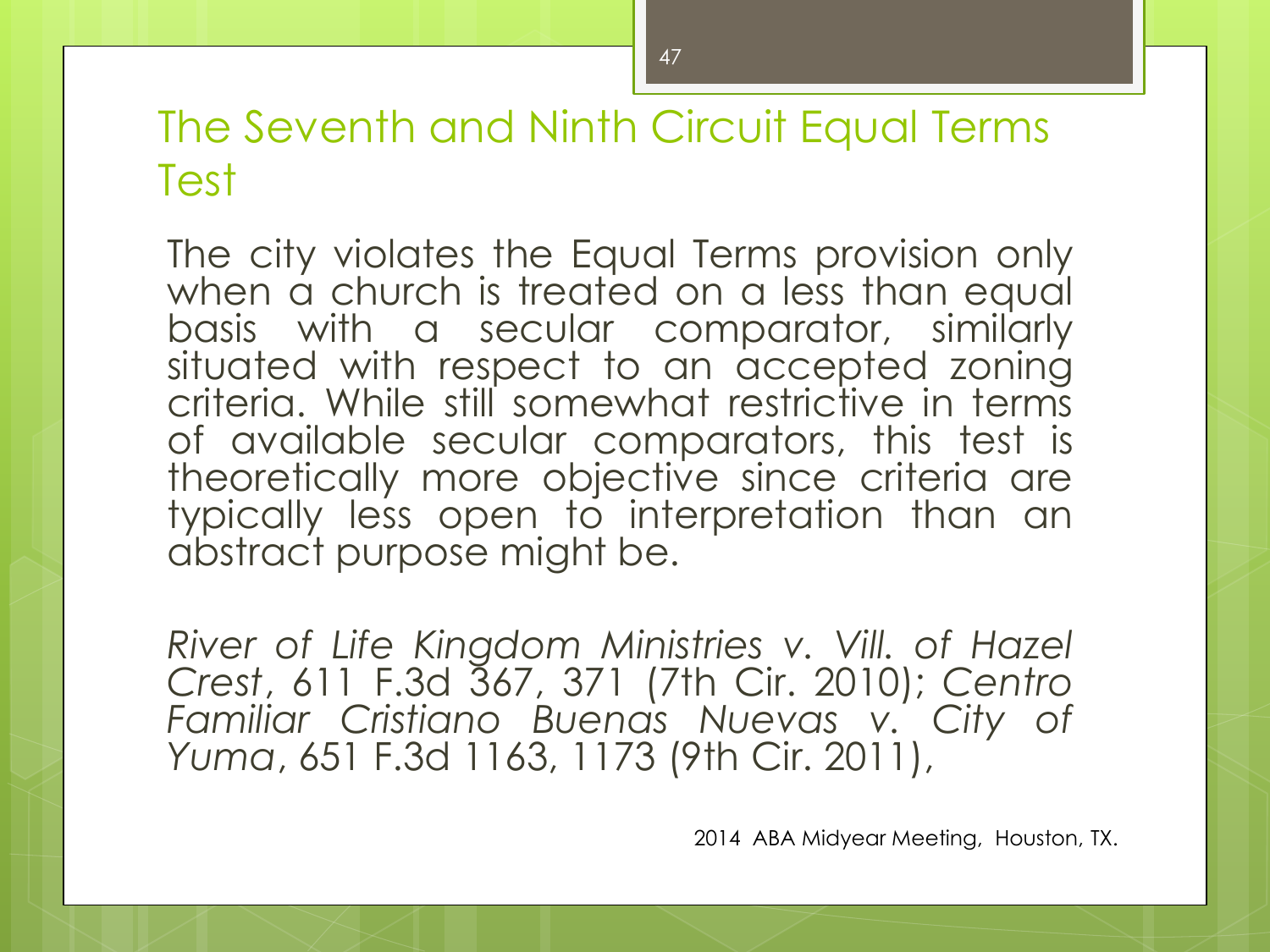# The Seventh and Ninth Circuit Equal Terms Test

The city violates the Equal Terms provision only when a church is treated on a less than equal basis with a secular comparator, similarly situated with respect to an accepted zoning criteria. While still somewhat restrictive in terms of available secular comparators, this test is theoretically more objective since criteria are typically less open to interpretation than an abstract purpose might be.

*River of Life Kingdom Ministries v. Vill. of Hazel Crest*, 611 F.3d 367, 371 (7th Cir. 2010); *Centro Familiar Cristiano Buenas Nuevas v. City of Yuma*, 651 F.3d 1163, 1173 (9th Cir. 2011),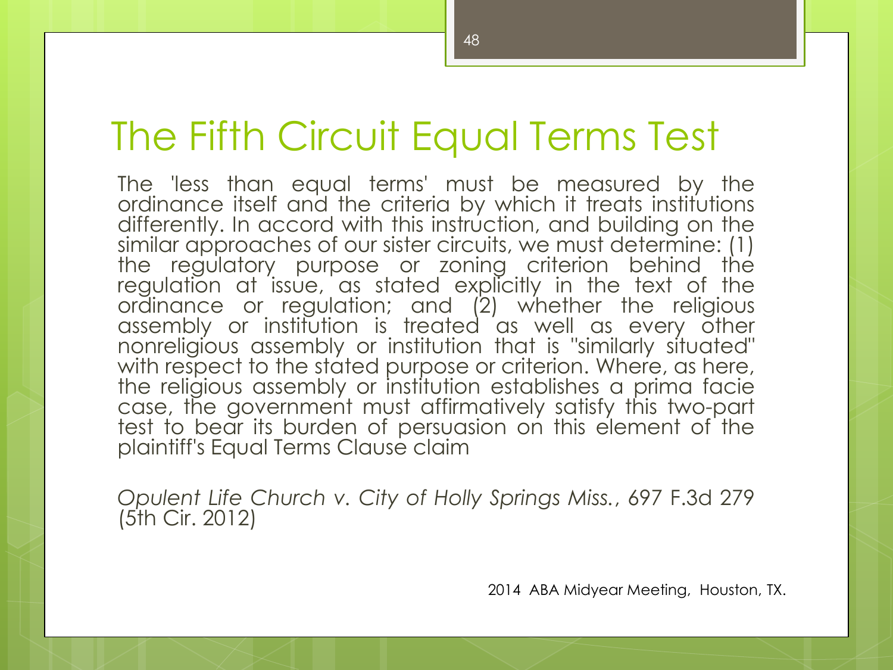# The Fifth Circuit Equal Terms Test

The 'less than equal terms' must be measured by the ordinance itself and the criteria by which it treats institutions differently. In accord with this instruction, and building on the similar approaches of our sister circuits, we must determine: (1) the regulatory purpose or zoning criterion behind the regulation at issue, as stated explicitly in the text of the ordinance or regulation; and (2) whether the religious assembly or institution is treated as well as every other nonreligious assembly or institution that is "similarly situated" with respect to the stated purpose or criterion. Where, as here, the religious assembly or institution establishes a prima facie case, the government must affirmatively satisfy this two-part test to bear its burden of persuasion on this element of the plaintiff's Equal Terms Clause claim

*Opulent Life Church v. City of Holly Springs Miss.*, 697 F.3d 279 (5th Cir. 2012)

2014 ABA Midyear Meeting, Houston, TX.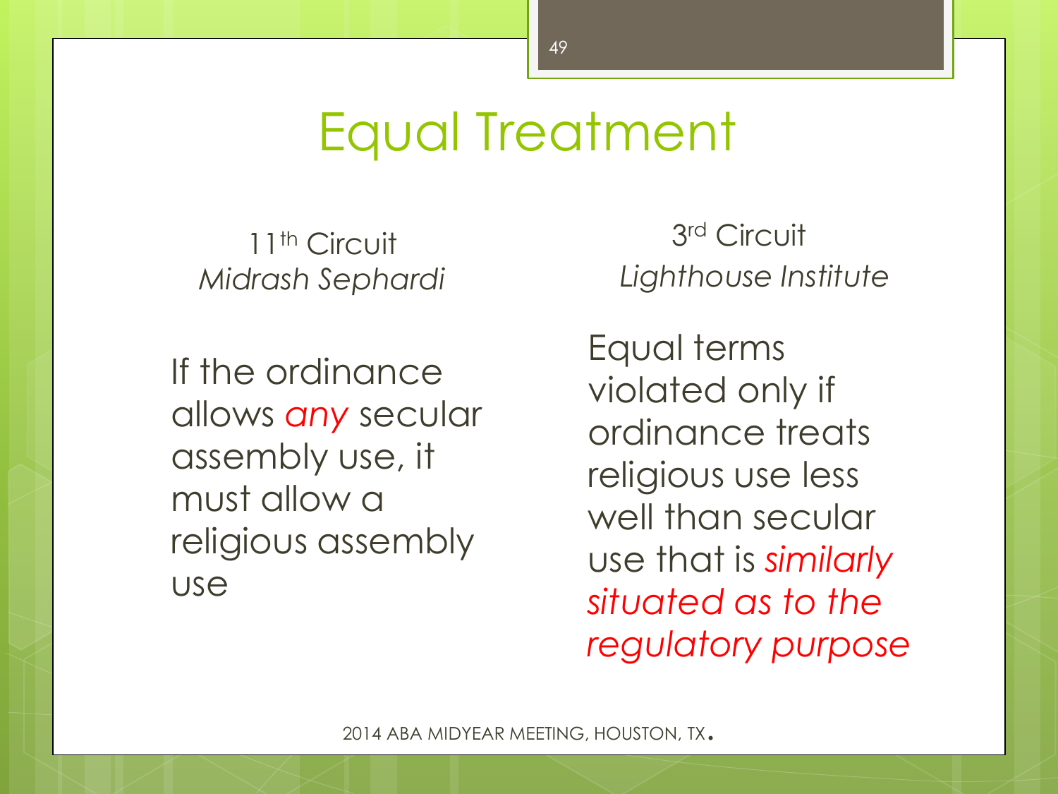# Equal Treatment

11th Circuit
*Midrash Sephardi*

If the ordinance allows *any* secular assembly use, it must allow a religious assembly use

3rd Circuit
*Lighthouse Institute*

Equal terms violated only if ordinance treats religious use less well than secular use that is *similarly situated as to the regulatory purpose*

2014 ABA MIDYEAR MEETING, HOUSTON, TX.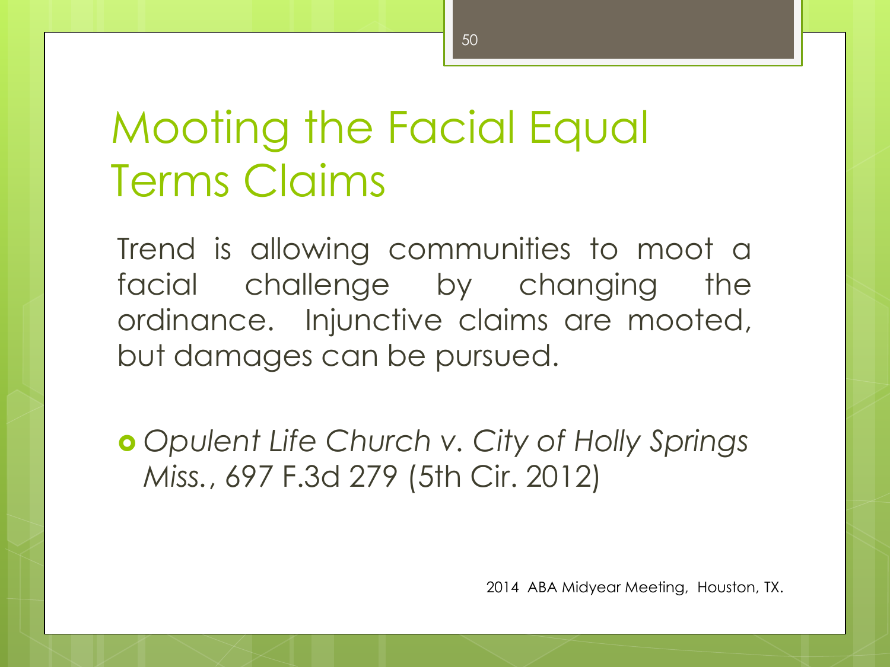# Mooting the Facial Equal Terms Claims

Trend is allowing communities to moot a facial challenge by changing the ordinance. Injunctive claims are mooted, but damages can be pursued.

- *Opulent Life Church v. City of Holly Springs Miss.*, 697 F.3d 279 (5th Cir. 2012)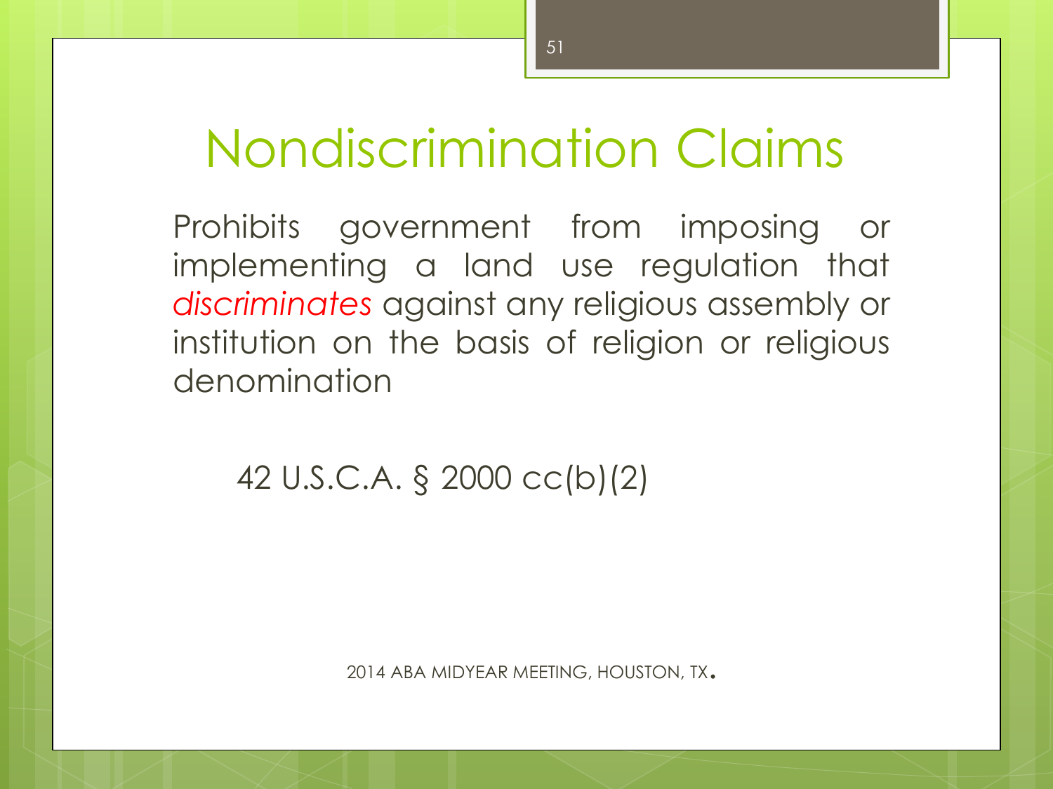# Nondiscrimination Claims

Prohibits government from imposing or implementing a land use regulation that *discriminates* against any religious assembly or institution on the basis of religion or religious denomination

42 U.S.C.A. § 2000 cc(b)(2)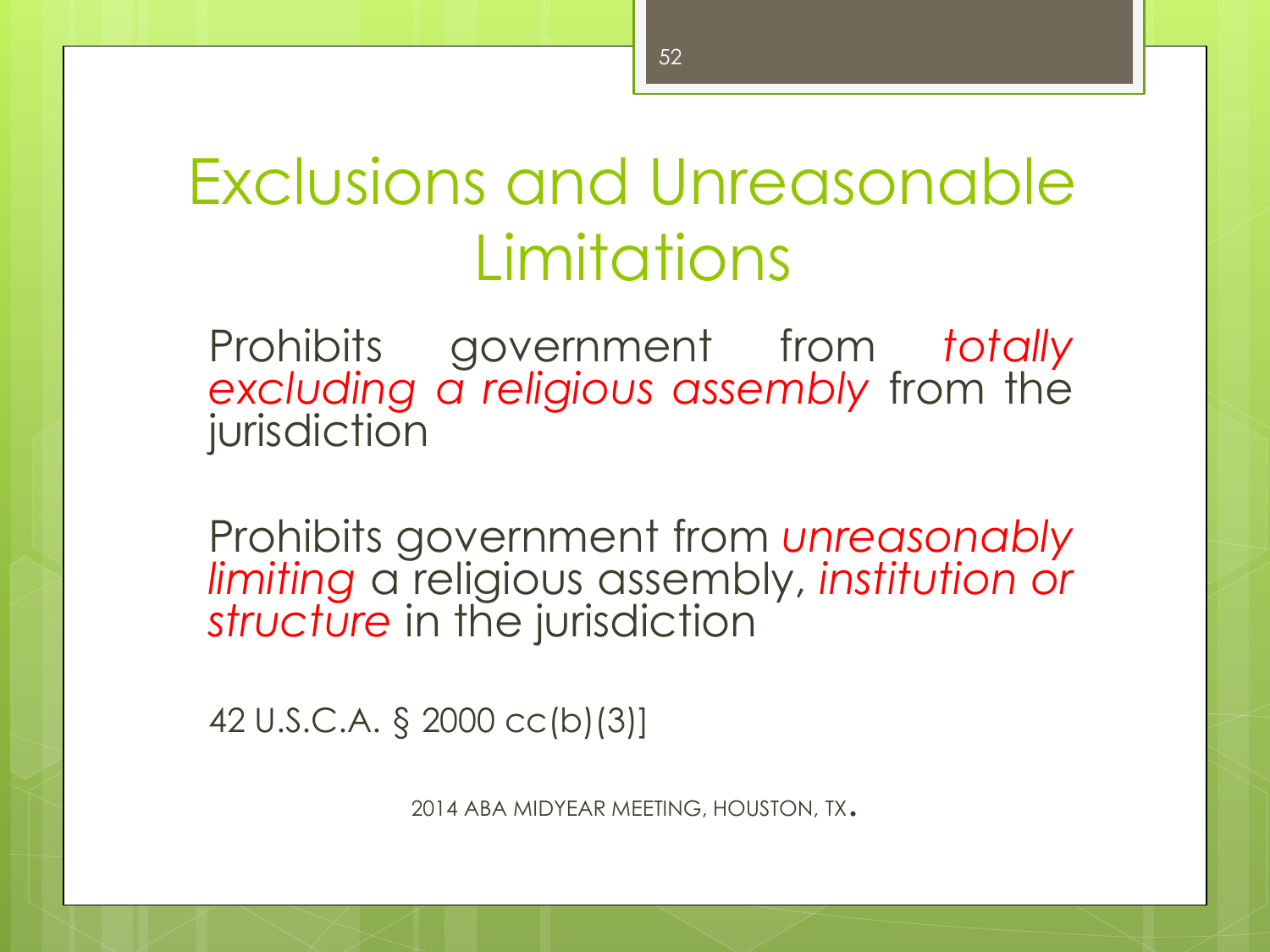# Exclusions and Unreasonable Limitations

Prohibits government from *totally excluding a religious assembly* from the jurisdiction

Prohibits government from *unreasonably limiting* a religious assembly, *institution or structure* in the jurisdiction

42 U.S.C.A. § 2000 cc(b)(3)]

2014 ABA MIDYEAR MEETING, HOUSTON, TX.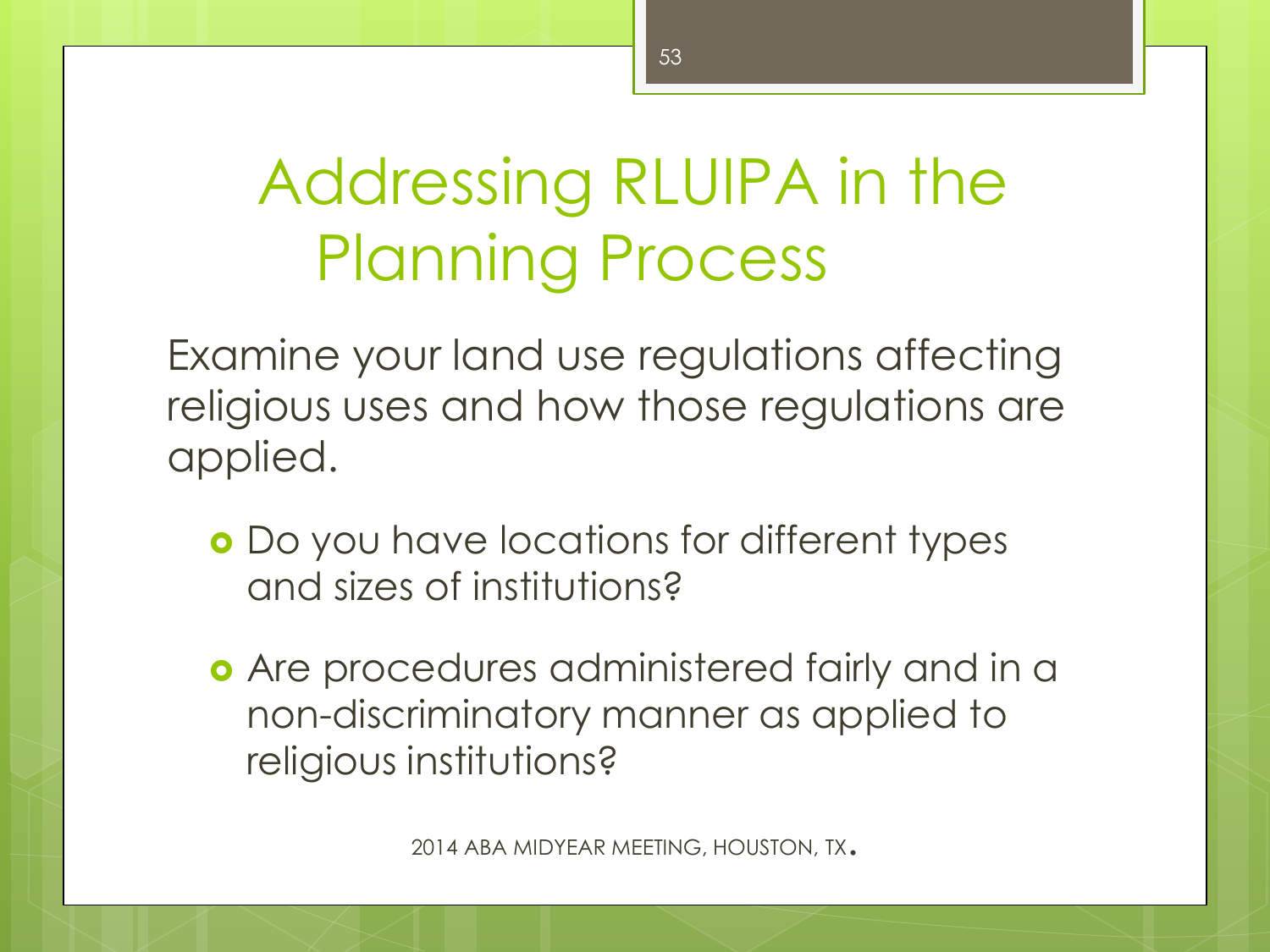# Addressing RLUIPA in the Planning Process

Examine your land use regulations affecting religious uses and how those regulations are applied.

- Do you have locations for different types and sizes of institutions?
- Are procedures administered fairly and in a non-discriminatory manner as applied to religious institutions?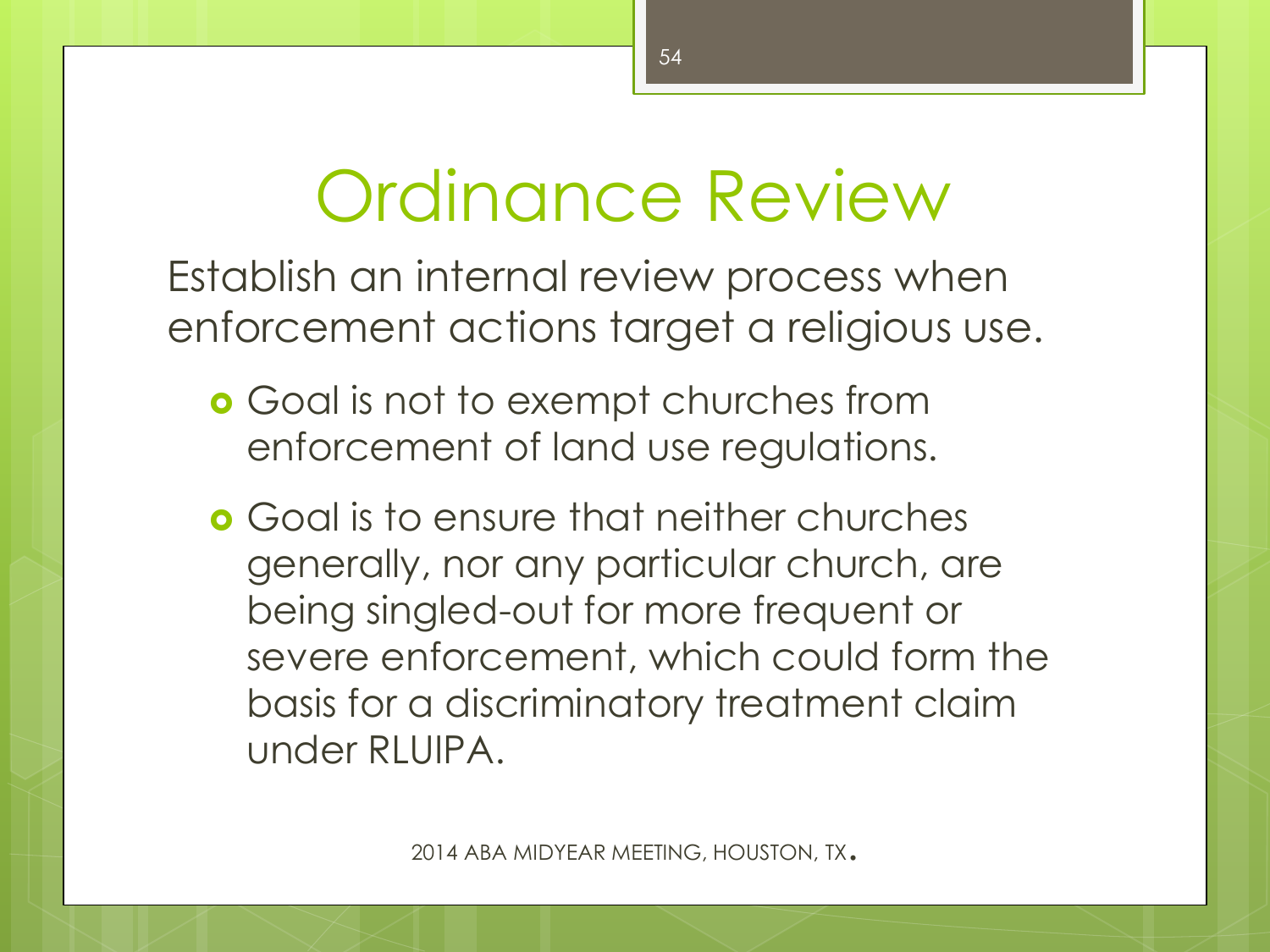# Ordinance Review

Establish an internal review process when enforcement actions target a religious use.

- Goal is not to exempt churches from enforcement of land use regulations.
- Goal is to ensure that neither churches generally, nor any particular church, are being singled-out for more frequent or severe enforcement, which could form the basis for a discriminatory treatment claim under RLUIPA.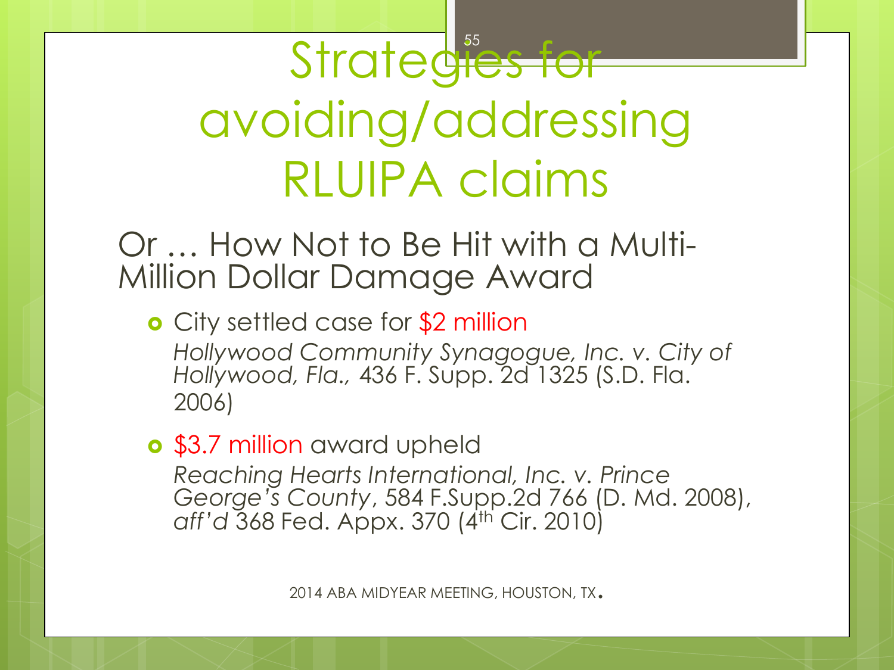# Strategies for avoiding/addressing RLUIPA claims

## Or … How Not to Be Hit with a Multi-Million Dollar Damage Award

- City settled case for $2 million
  *Hollywood Community Synagogue, Inc. v. City of Hollywood, Fla.,* 436 F. Supp. 2d 1325 (S.D. Fla. 2006)

- $3.7 million award upheld
  *Reaching Hearts International, Inc. v. Prince George's County*, 584 F.Supp.2d 766 (D. Md. 2008), *aff'd* 368 Fed. Appx. 370 (4th Cir. 2010)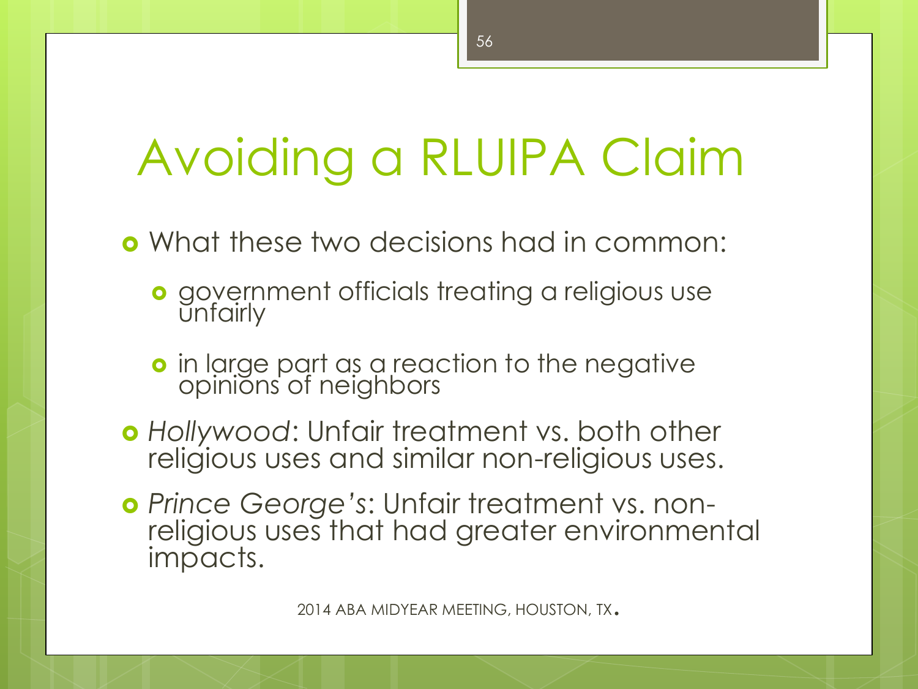# Avoiding a RLUIPA Claim

- What these two decisions had in common:
  - government officials treating a religious use unfairly
  - in large part as a reaction to the negative opinions of neighbors
- *Hollywood*: Unfair treatment vs. both other religious uses and similar non-religious uses.
- *Prince George's*: Unfair treatment vs. non-religious uses that had greater environmental impacts.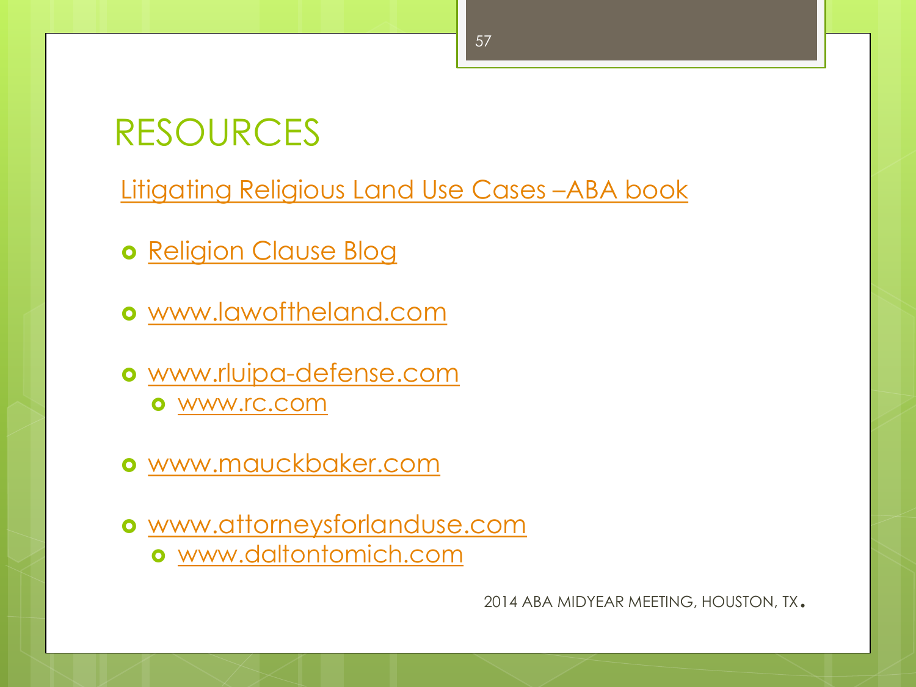# RESOURCES

Litigating Religious Land Use Cases –ABA book

- Religion Clause Blog
- www.lawoftheland.com
- www.rluipa-defense.com
  - www.rc.com
- www.mauckbaker.com
- www.attorneysforlanduse.com
  - www.daltontomich.com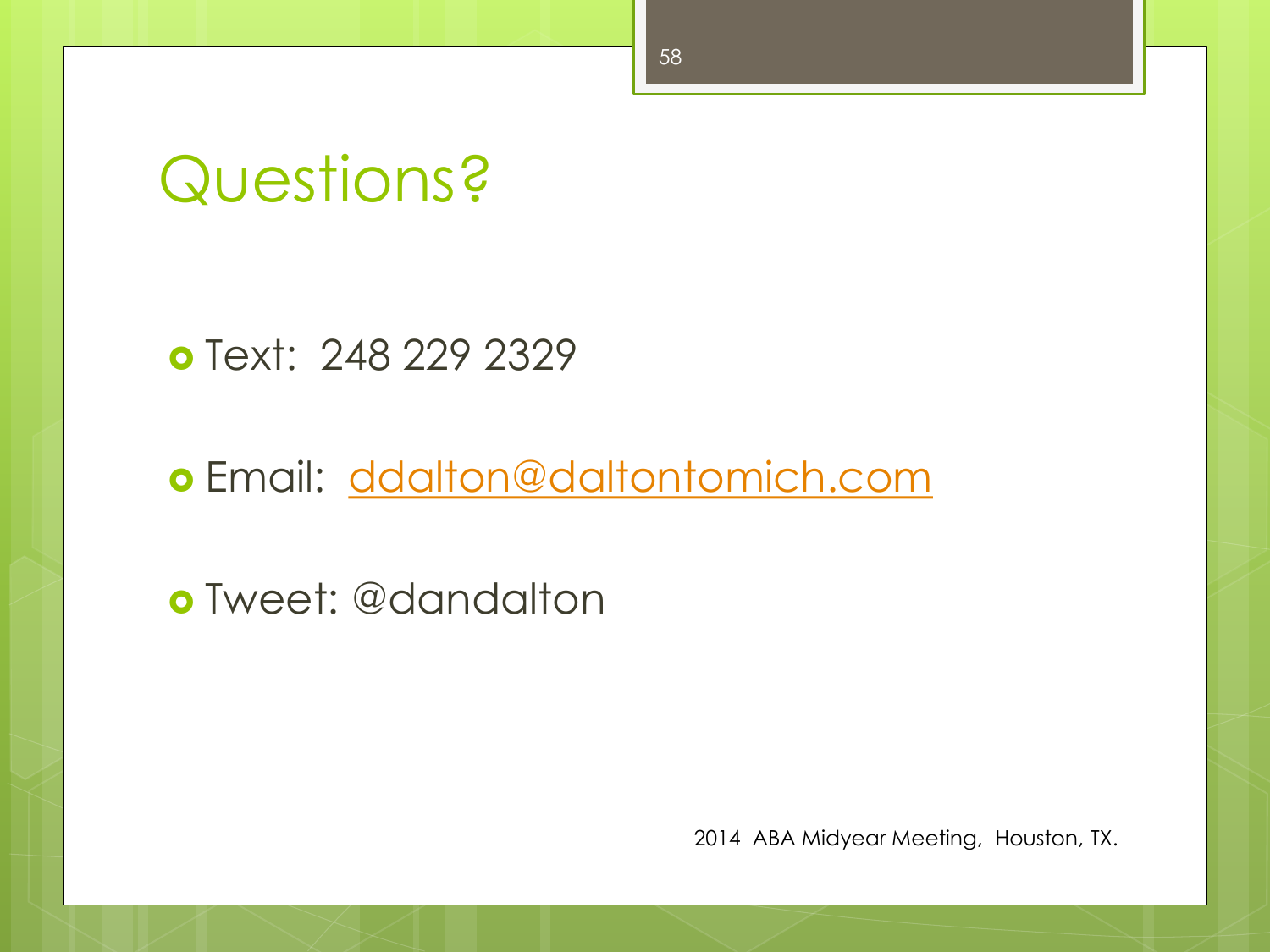# Questions?

- Text: 248 229 2329
- Email: [ddalton@daltontomich.com](mailto:ddalton@daltontomich.com)
- Tweet: @dandalton

2014 ABA Midyear Meeting, Houston, TX.